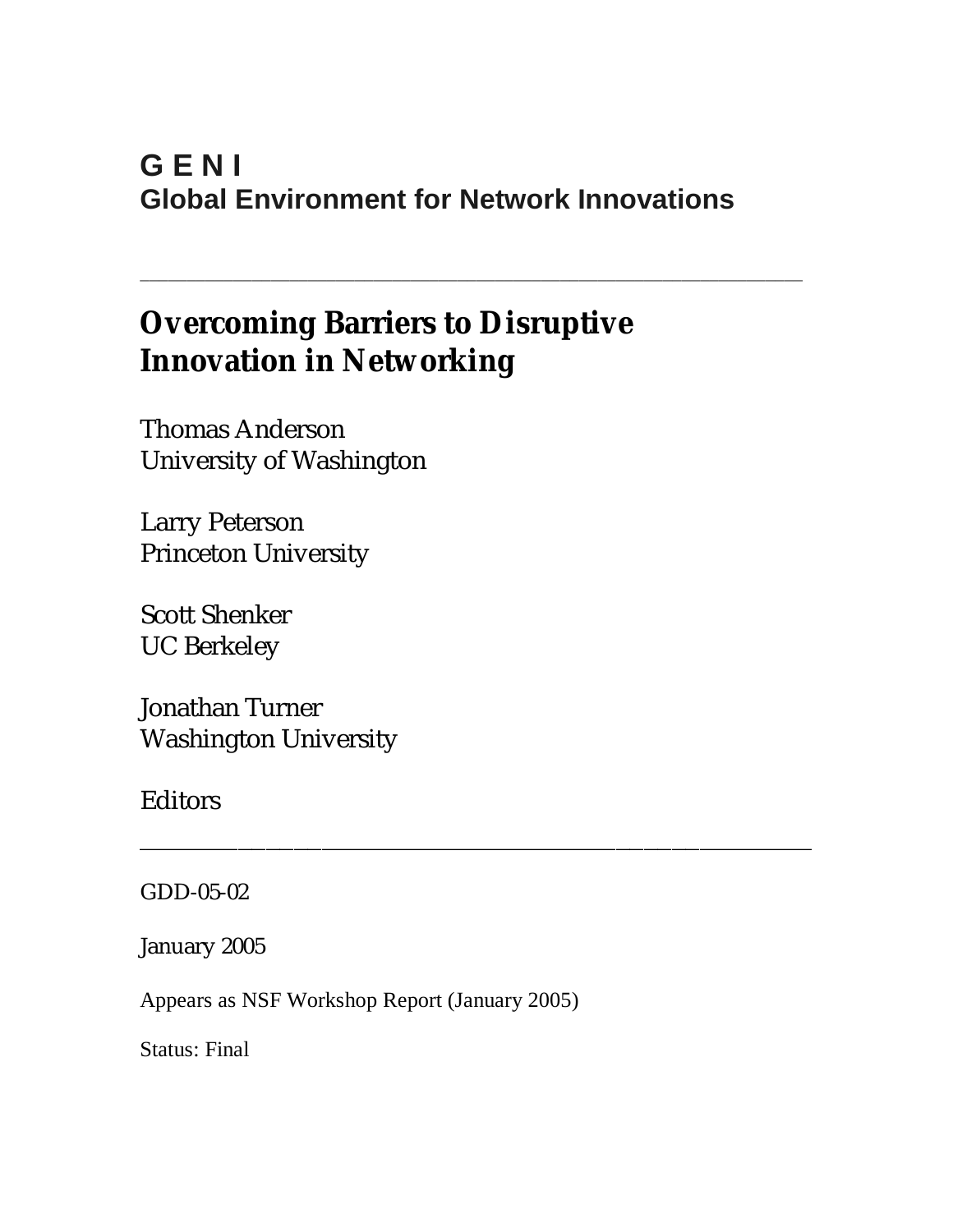# G E N I

## Global Environment for Network Innovations

---

# Overcoming Barriers to Disruptive Innovation in Networking

Thomas Anderson
University of Washington

Larry Peterson
Princeton University

Scott Shenker
UC Berkeley

Jonathan Turner
Washington University

Editors

---

GDD-05-02

January 2005

Appears as NSF Workshop Report (January 2005)

Status: Final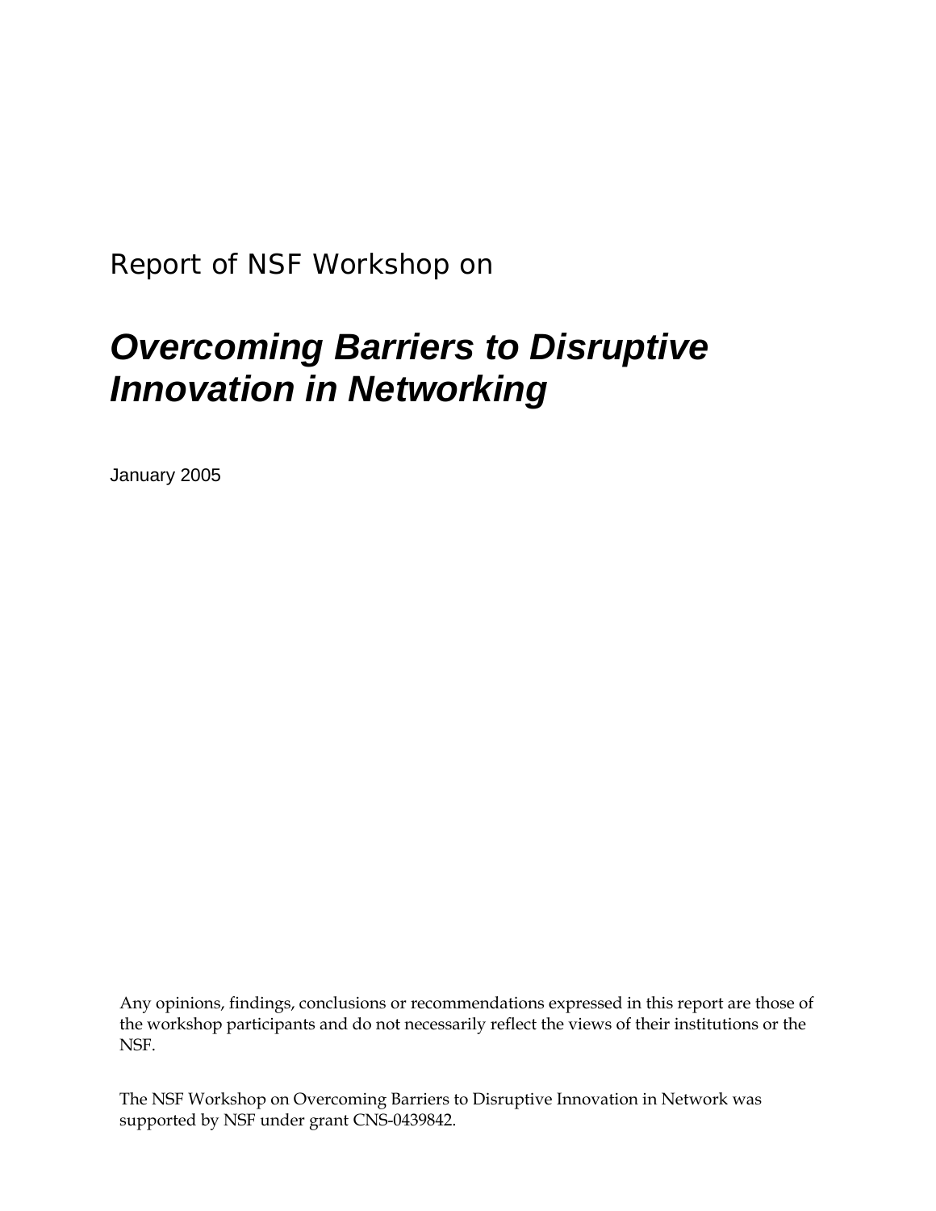Report of NSF Workshop on

# *Overcoming Barriers to Disruptive Innovation in Networking*

January 2005

Any opinions, findings, conclusions or recommendations expressed in this report are those of the workshop participants and do not necessarily reflect the views of their institutions or the NSF.

The NSF Workshop on Overcoming Barriers to Disruptive Innovation in Network was supported by NSF under grant CNS-0439842.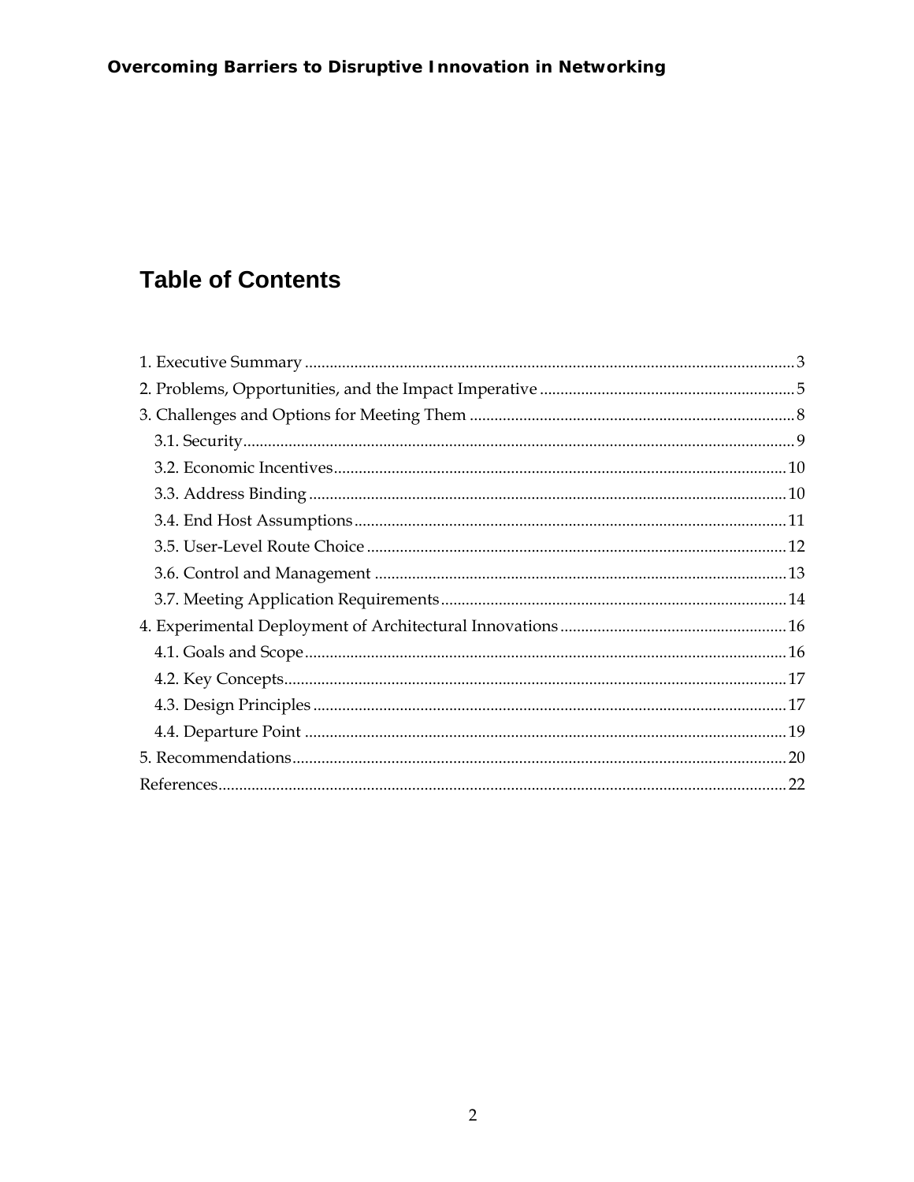# Table of Contents

1. Executive Summary ..... 3
2. Problems, Opportunities, and the Impact Imperative ..... 5
3. Challenges and Options for Meeting Them ..... 8
   - 3.1. Security ..... 9
   - 3.2. Economic Incentives ..... 10
   - 3.3. Address Binding ..... 10
   - 3.4. End Host Assumptions ..... 11
   - 3.5. User-Level Route Choice ..... 12
   - 3.6. Control and Management ..... 13
   - 3.7. Meeting Application Requirements ..... 14
4. Experimental Deployment of Architectural Innovations ..... 16
   - 4.1. Goals and Scope ..... 16
   - 4.2. Key Concepts ..... 17
   - 4.3. Design Principles ..... 17
   - 4.4. Departure Point ..... 19
5. Recommendations ..... 20

References ..... 22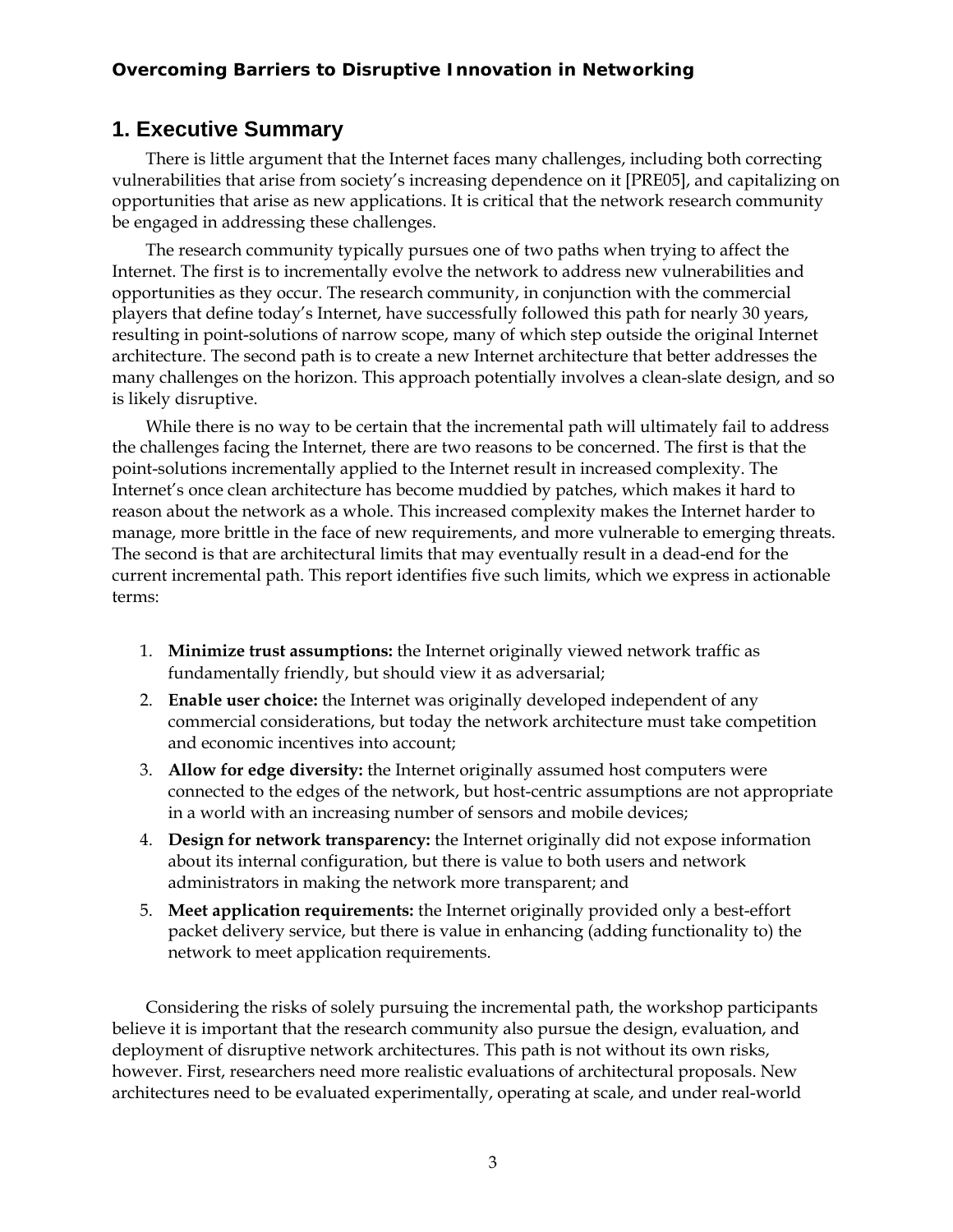## 1. Executive Summary

There is little argument that the Internet faces many challenges, including both correcting vulnerabilities that arise from society's increasing dependence on it [PRE05], and capitalizing on opportunities that arise as new applications. It is critical that the network research community be engaged in addressing these challenges.

The research community typically pursues one of two paths when trying to affect the Internet. The first is to incrementally evolve the network to address new vulnerabilities and opportunities as they occur. The research community, in conjunction with the commercial players that define today's Internet, have successfully followed this path for nearly 30 years, resulting in point-solutions of narrow scope, many of which step outside the original Internet architecture. The second path is to create a new Internet architecture that better addresses the many challenges on the horizon. This approach potentially involves a clean-slate design, and so is likely disruptive.

While there is no way to be certain that the incremental path will ultimately fail to address the challenges facing the Internet, there are two reasons to be concerned. The first is that the point-solutions incrementally applied to the Internet result in increased complexity. The Internet's once clean architecture has become muddied by patches, which makes it hard to reason about the network as a whole. This increased complexity makes the Internet harder to manage, more brittle in the face of new requirements, and more vulnerable to emerging threats. The second is that are architectural limits that may eventually result in a dead-end for the current incremental path. This report identifies five such limits, which we express in actionable terms:

1. **Minimize trust assumptions:** the Internet originally viewed network traffic as fundamentally friendly, but should view it as adversarial;
2. **Enable user choice:** the Internet was originally developed independent of any commercial considerations, but today the network architecture must take competition and economic incentives into account;
3. **Allow for edge diversity:** the Internet originally assumed host computers were connected to the edges of the network, but host-centric assumptions are not appropriate in a world with an increasing number of sensors and mobile devices;
4. **Design for network transparency:** the Internet originally did not expose information about its internal configuration, but there is value to both users and network administrators in making the network more transparent; and
5. **Meet application requirements:** the Internet originally provided only a best-effort packet delivery service, but there is value in enhancing (adding functionality to) the network to meet application requirements.

Considering the risks of solely pursuing the incremental path, the workshop participants believe it is important that the research community also pursue the design, evaluation, and deployment of disruptive network architectures. This path is not without its own risks, however. First, researchers need more realistic evaluations of architectural proposals. New architectures need to be evaluated experimentally, operating at scale, and under real-world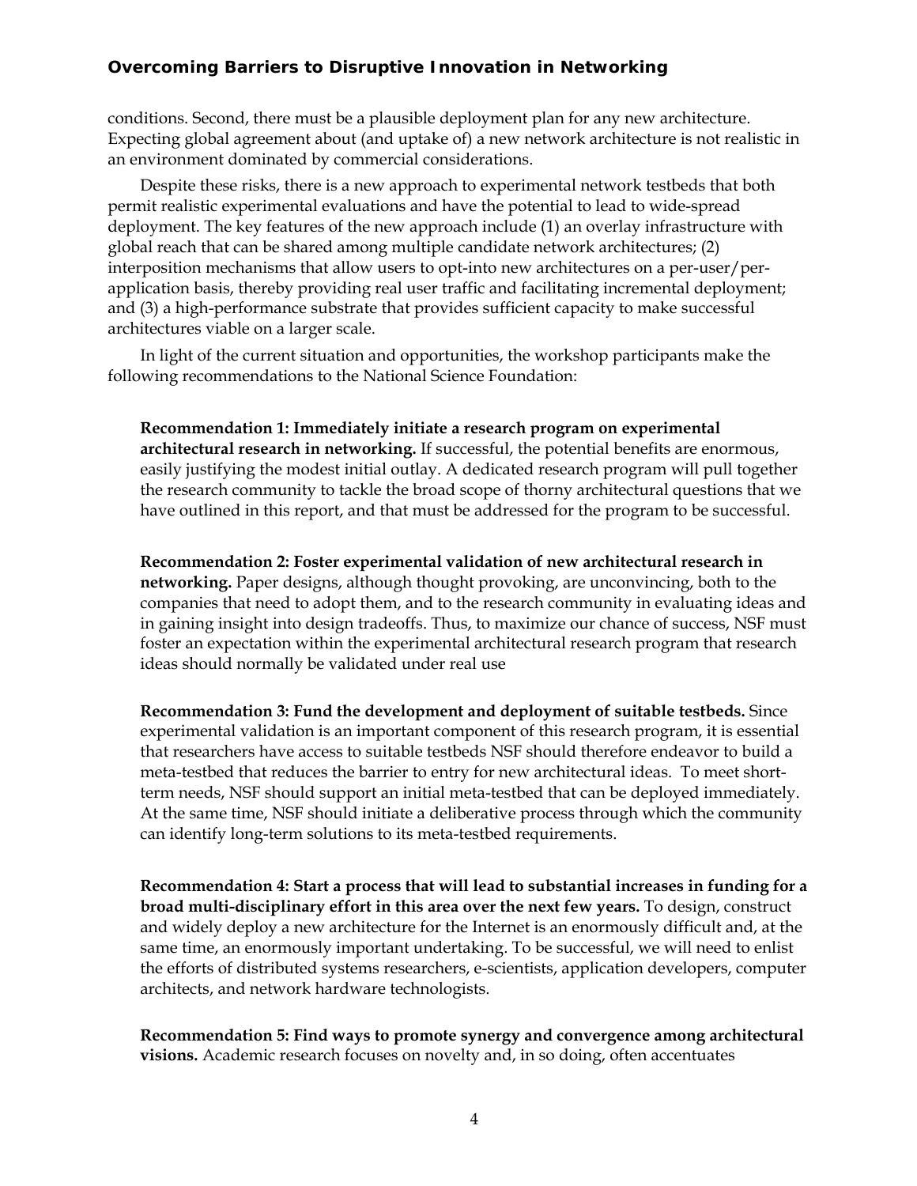conditions. Second, there must be a plausible deployment plan for any new architecture. Expecting global agreement about (and uptake of) a new network architecture is not realistic in an environment dominated by commercial considerations.

Despite these risks, there is a new approach to experimental network testbeds that both permit realistic experimental evaluations and have the potential to lead to wide-spread deployment. The key features of the new approach include (1) an overlay infrastructure with global reach that can be shared among multiple candidate network architectures; (2) interposition mechanisms that allow users to opt-into new architectures on a per-user/per-application basis, thereby providing real user traffic and facilitating incremental deployment; and (3) a high-performance substrate that provides sufficient capacity to make successful architectures viable on a larger scale.

In light of the current situation and opportunities, the workshop participants make the following recommendations to the National Science Foundation:

> **Recommendation 1: Immediately initiate a research program on experimental architectural research in networking.** If successful, the potential benefits are enormous, easily justifying the modest initial outlay. A dedicated research program will pull together the research community to tackle the broad scope of thorny architectural questions that we have outlined in this report, and that must be addressed for the program to be successful.

> **Recommendation 2: Foster experimental validation of new architectural research in networking.** Paper designs, although thought provoking, are unconvincing, both to the companies that need to adopt them, and to the research community in evaluating ideas and in gaining insight into design tradeoffs. Thus, to maximize our chance of success, NSF must foster an expectation within the experimental architectural research program that research ideas should normally be validated under real use

> **Recommendation 3: Fund the development and deployment of suitable testbeds.** Since experimental validation is an important component of this research program, it is essential that researchers have access to suitable testbeds NSF should therefore endeavor to build a meta-testbed that reduces the barrier to entry for new architectural ideas. To meet short-term needs, NSF should support an initial meta-testbed that can be deployed immediately. At the same time, NSF should initiate a deliberative process through which the community can identify long-term solutions to its meta-testbed requirements.

> **Recommendation 4: Start a process that will lead to substantial increases in funding for a broad multi-disciplinary effort in this area over the next few years.** To design, construct and widely deploy a new architecture for the Internet is an enormously difficult and, at the same time, an enormously important undertaking. To be successful, we will need to enlist the efforts of distributed systems researchers, e-scientists, application developers, computer architects, and network hardware technologists.

> **Recommendation 5: Find ways to promote synergy and convergence among architectural visions.** Academic research focuses on novelty and, in so doing, often accentuates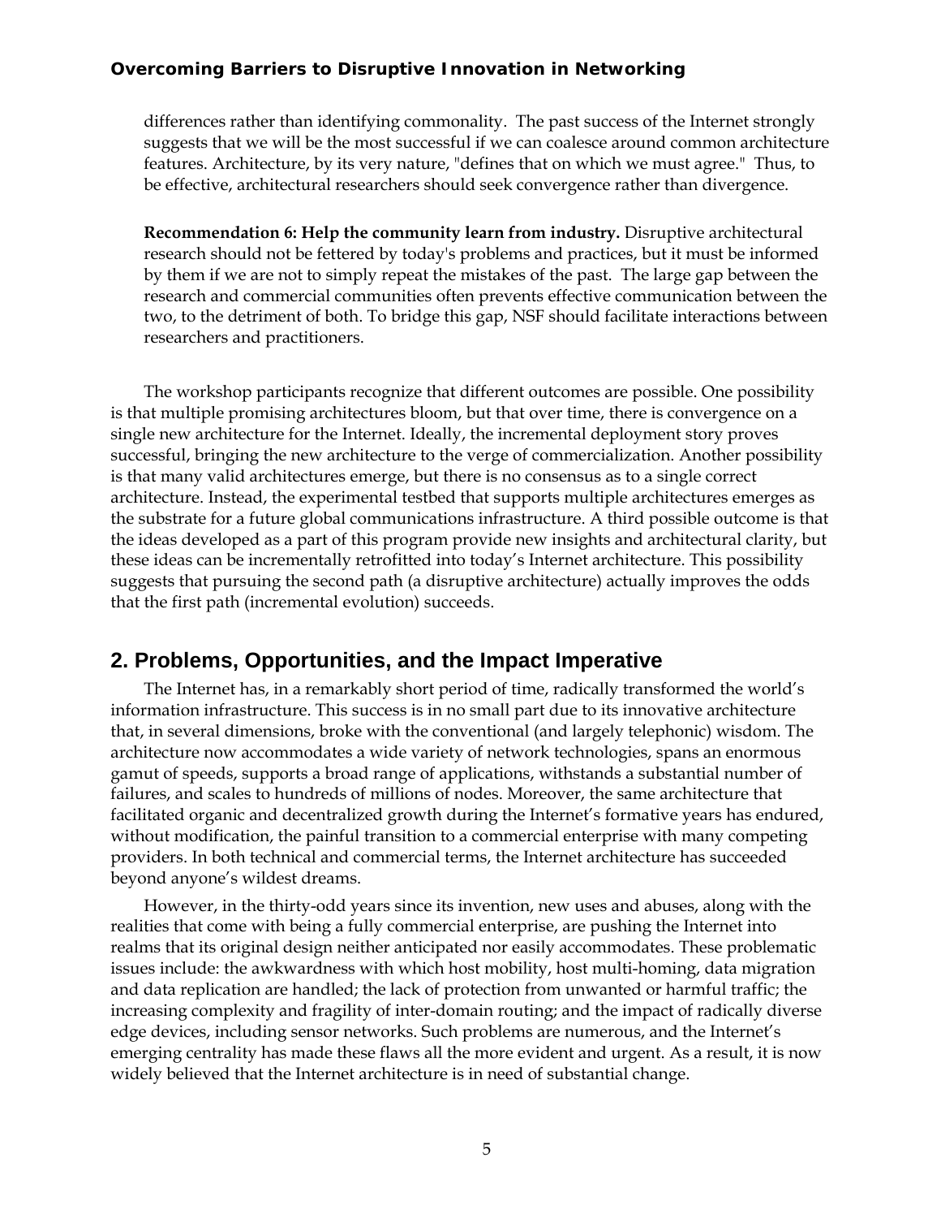differences rather than identifying commonality. The past success of the Internet strongly suggests that we will be the most successful if we can coalesce around common architecture features. Architecture, by its very nature, "defines that on which we must agree." Thus, to be effective, architectural researchers should seek convergence rather than divergence.

**Recommendation 6: Help the community learn from industry.** Disruptive architectural research should not be fettered by today's problems and practices, but it must be informed by them if we are not to simply repeat the mistakes of the past. The large gap between the research and commercial communities often prevents effective communication between the two, to the detriment of both. To bridge this gap, NSF should facilitate interactions between researchers and practitioners.

The workshop participants recognize that different outcomes are possible. One possibility is that multiple promising architectures bloom, but that over time, there is convergence on a single new architecture for the Internet. Ideally, the incremental deployment story proves successful, bringing the new architecture to the verge of commercialization. Another possibility is that many valid architectures emerge, but there is no consensus as to a single correct architecture. Instead, the experimental testbed that supports multiple architectures emerges as the substrate for a future global communications infrastructure. A third possible outcome is that the ideas developed as a part of this program provide new insights and architectural clarity, but these ideas can be incrementally retrofitted into today's Internet architecture. This possibility suggests that pursuing the second path (a disruptive architecture) actually improves the odds that the first path (incremental evolution) succeeds.

## 2. Problems, Opportunities, and the Impact Imperative

The Internet has, in a remarkably short period of time, radically transformed the world's information infrastructure. This success is in no small part due to its innovative architecture that, in several dimensions, broke with the conventional (and largely telephonic) wisdom. The architecture now accommodates a wide variety of network technologies, spans an enormous gamut of speeds, supports a broad range of applications, withstands a substantial number of failures, and scales to hundreds of millions of nodes. Moreover, the same architecture that facilitated organic and decentralized growth during the Internet's formative years has endured, without modification, the painful transition to a commercial enterprise with many competing providers. In both technical and commercial terms, the Internet architecture has succeeded beyond anyone's wildest dreams.

However, in the thirty-odd years since its invention, new uses and abuses, along with the realities that come with being a fully commercial enterprise, are pushing the Internet into realms that its original design neither anticipated nor easily accommodates. These problematic issues include: the awkwardness with which host mobility, host multi-homing, data migration and data replication are handled; the lack of protection from unwanted or harmful traffic; the increasing complexity and fragility of inter-domain routing; and the impact of radically diverse edge devices, including sensor networks. Such problems are numerous, and the Internet's emerging centrality has made these flaws all the more evident and urgent. As a result, it is now widely believed that the Internet architecture is in need of substantial change.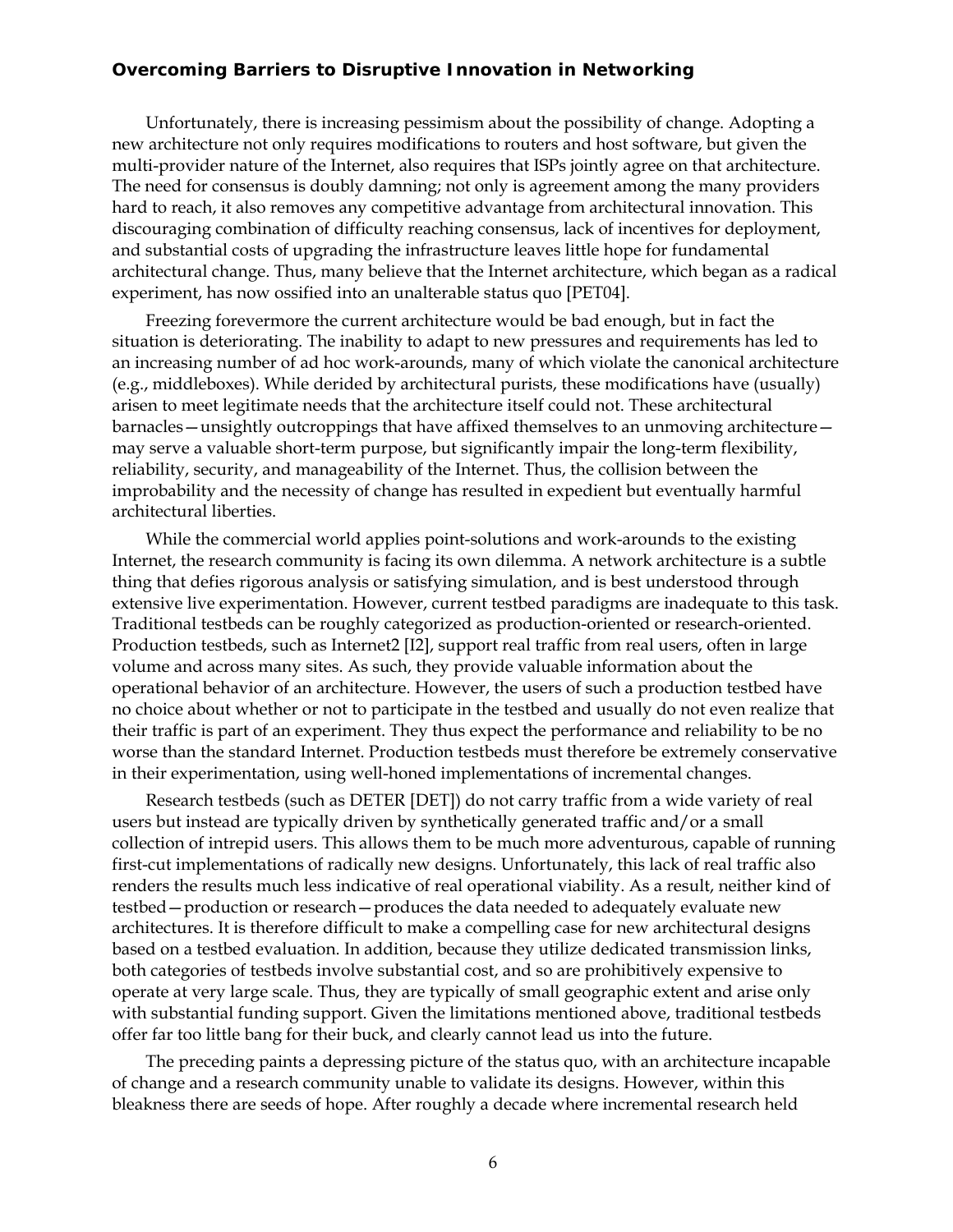### Overcoming Barriers to Disruptive Innovation in Networking

Unfortunately, there is increasing pessimism about the possibility of change. Adopting a new architecture not only requires modifications to routers and host software, but given the multi-provider nature of the Internet, also requires that ISPs jointly agree on that architecture. The need for consensus is doubly damning; not only is agreement among the many providers hard to reach, it also removes any competitive advantage from architectural innovation. This discouraging combination of difficulty reaching consensus, lack of incentives for deployment, and substantial costs of upgrading the infrastructure leaves little hope for fundamental architectural change. Thus, many believe that the Internet architecture, which began as a radical experiment, has now ossified into an unalterable status quo [PET04].

Freezing forevermore the current architecture would be bad enough, but in fact the situation is deteriorating. The inability to adapt to new pressures and requirements has led to an increasing number of ad hoc work-arounds, many of which violate the canonical architecture (e.g., middleboxes). While derided by architectural purists, these modifications have (usually) arisen to meet legitimate needs that the architecture itself could not. These architectural barnacles—unsightly outcroppings that have affixed themselves to an unmoving architecture—may serve a valuable short-term purpose, but significantly impair the long-term flexibility, reliability, security, and manageability of the Internet. Thus, the collision between the improbability and the necessity of change has resulted in expedient but eventually harmful architectural liberties.

While the commercial world applies point-solutions and work-arounds to the existing Internet, the research community is facing its own dilemma. A network architecture is a subtle thing that defies rigorous analysis or satisfying simulation, and is best understood through extensive live experimentation. However, current testbed paradigms are inadequate to this task. Traditional testbeds can be roughly categorized as production-oriented or research-oriented. Production testbeds, such as Internet2 [I2], support real traffic from real users, often in large volume and across many sites. As such, they provide valuable information about the operational behavior of an architecture. However, the users of such a production testbed have no choice about whether or not to participate in the testbed and usually do not even realize that their traffic is part of an experiment. They thus expect the performance and reliability to be no worse than the standard Internet. Production testbeds must therefore be extremely conservative in their experimentation, using well-honed implementations of incremental changes.

Research testbeds (such as DETER [DET]) do not carry traffic from a wide variety of real users but instead are typically driven by synthetically generated traffic and/or a small collection of intrepid users. This allows them to be much more adventurous, capable of running first-cut implementations of radically new designs. Unfortunately, this lack of real traffic also renders the results much less indicative of real operational viability. As a result, neither kind of testbed—production or research—produces the data needed to adequately evaluate new architectures. It is therefore difficult to make a compelling case for new architectural designs based on a testbed evaluation. In addition, because they utilize dedicated transmission links, both categories of testbeds involve substantial cost, and so are prohibitively expensive to operate at very large scale. Thus, they are typically of small geographic extent and arise only with substantial funding support. Given the limitations mentioned above, traditional testbeds offer far too little bang for their buck, and clearly cannot lead us into the future.

The preceding paints a depressing picture of the status quo, with an architecture incapable of change and a research community unable to validate its designs. However, within this bleakness there are seeds of hope. After roughly a decade where incremental research held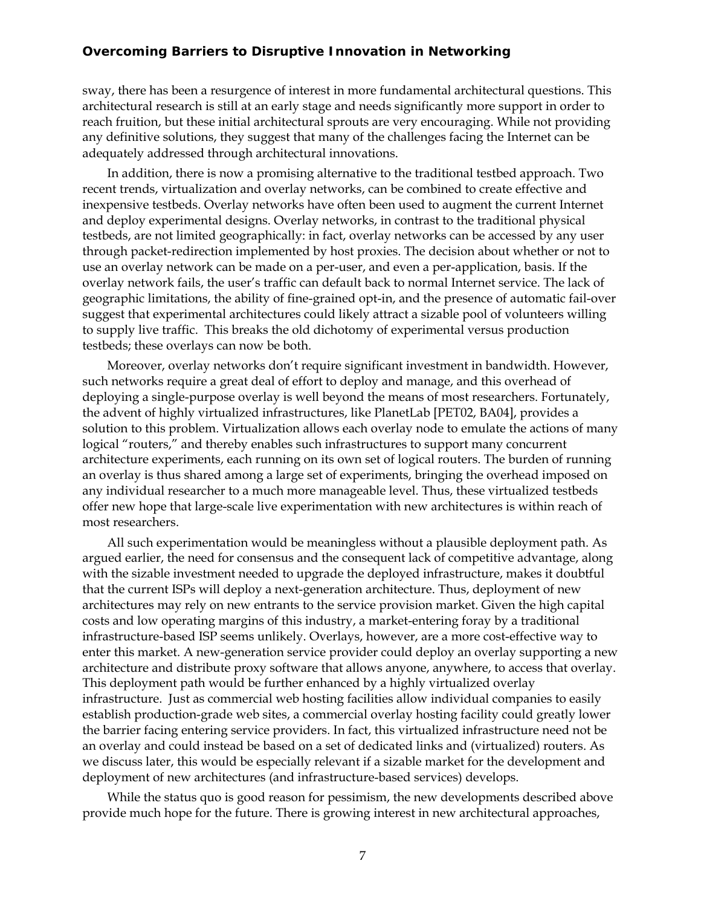sway, there has been a resurgence of interest in more fundamental architectural questions. This architectural research is still at an early stage and needs significantly more support in order to reach fruition, but these initial architectural sprouts are very encouraging. While not providing any definitive solutions, they suggest that many of the challenges facing the Internet can be adequately addressed through architectural innovations.

In addition, there is now a promising alternative to the traditional testbed approach. Two recent trends, virtualization and overlay networks, can be combined to create effective and inexpensive testbeds. Overlay networks have often been used to augment the current Internet and deploy experimental designs. Overlay networks, in contrast to the traditional physical testbeds, are not limited geographically: in fact, overlay networks can be accessed by any user through packet-redirection implemented by host proxies. The decision about whether or not to use an overlay network can be made on a per-user, and even a per-application, basis. If the overlay network fails, the user's traffic can default back to normal Internet service. The lack of geographic limitations, the ability of fine-grained opt-in, and the presence of automatic fail-over suggest that experimental architectures could likely attract a sizable pool of volunteers willing to supply live traffic. This breaks the old dichotomy of experimental versus production testbeds; these overlays can now be both.

Moreover, overlay networks don't require significant investment in bandwidth. However, such networks require a great deal of effort to deploy and manage, and this overhead of deploying a single-purpose overlay is well beyond the means of most researchers. Fortunately, the advent of highly virtualized infrastructures, like PlanetLab [PET02, BA04], provides a solution to this problem. Virtualization allows each overlay node to emulate the actions of many logical "routers," and thereby enables such infrastructures to support many concurrent architecture experiments, each running on its own set of logical routers. The burden of running an overlay is thus shared among a large set of experiments, bringing the overhead imposed on any individual researcher to a much more manageable level. Thus, these virtualized testbeds offer new hope that large-scale live experimentation with new architectures is within reach of most researchers.

All such experimentation would be meaningless without a plausible deployment path. As argued earlier, the need for consensus and the consequent lack of competitive advantage, along with the sizable investment needed to upgrade the deployed infrastructure, makes it doubtful that the current ISPs will deploy a next-generation architecture. Thus, deployment of new architectures may rely on new entrants to the service provision market. Given the high capital costs and low operating margins of this industry, a market-entering foray by a traditional infrastructure-based ISP seems unlikely. Overlays, however, are a more cost-effective way to enter this market. A new-generation service provider could deploy an overlay supporting a new architecture and distribute proxy software that allows anyone, anywhere, to access that overlay. This deployment path would be further enhanced by a highly virtualized overlay infrastructure. Just as commercial web hosting facilities allow individual companies to easily establish production-grade web sites, a commercial overlay hosting facility could greatly lower the barrier facing entering service providers. In fact, this virtualized infrastructure need not be an overlay and could instead be based on a set of dedicated links and (virtualized) routers. As we discuss later, this would be especially relevant if a sizable market for the development and deployment of new architectures (and infrastructure-based services) develops.

While the status quo is good reason for pessimism, the new developments described above provide much hope for the future. There is growing interest in new architectural approaches,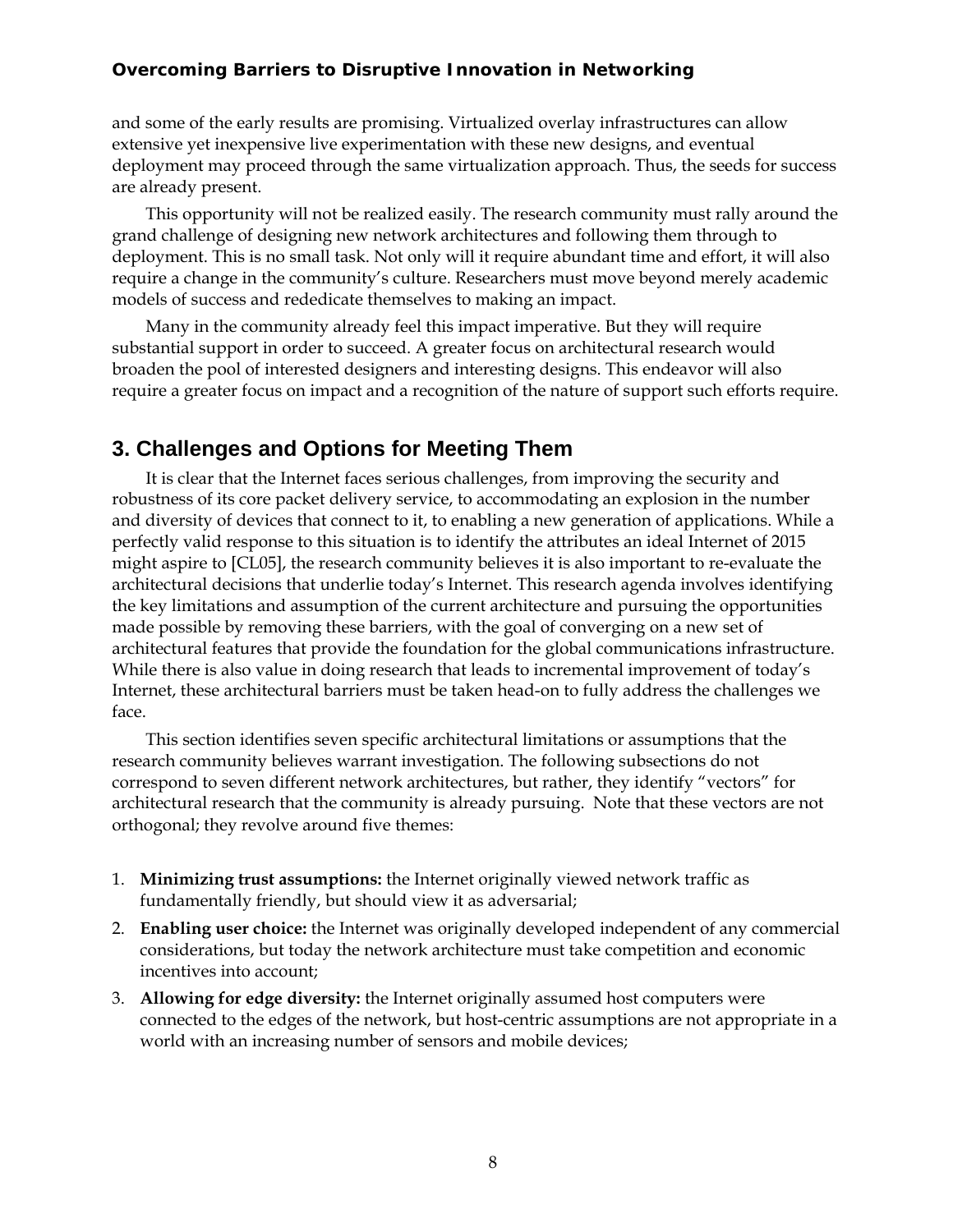and some of the early results are promising. Virtualized overlay infrastructures can allow extensive yet inexpensive live experimentation with these new designs, and eventual deployment may proceed through the same virtualization approach. Thus, the seeds for success are already present.

This opportunity will not be realized easily. The research community must rally around the grand challenge of designing new network architectures and following them through to deployment. This is no small task. Not only will it require abundant time and effort, it will also require a change in the community's culture. Researchers must move beyond merely academic models of success and rededicate themselves to making an impact.

Many in the community already feel this impact imperative. But they will require substantial support in order to succeed. A greater focus on architectural research would broaden the pool of interested designers and interesting designs. This endeavor will also require a greater focus on impact and a recognition of the nature of support such efforts require.

## 3. Challenges and Options for Meeting Them

It is clear that the Internet faces serious challenges, from improving the security and robustness of its core packet delivery service, to accommodating an explosion in the number and diversity of devices that connect to it, to enabling a new generation of applications. While a perfectly valid response to this situation is to identify the attributes an ideal Internet of 2015 might aspire to [CL05], the research community believes it is also important to re-evaluate the architectural decisions that underlie today's Internet. This research agenda involves identifying the key limitations and assumption of the current architecture and pursuing the opportunities made possible by removing these barriers, with the goal of converging on a new set of architectural features that provide the foundation for the global communications infrastructure. While there is also value in doing research that leads to incremental improvement of today's Internet, these architectural barriers must be taken head-on to fully address the challenges we face.

This section identifies seven specific architectural limitations or assumptions that the research community believes warrant investigation. The following subsections do not correspond to seven different network architectures, but rather, they identify "vectors" for architectural research that the community is already pursuing. Note that these vectors are not orthogonal; they revolve around five themes:

1. **Minimizing trust assumptions:** the Internet originally viewed network traffic as fundamentally friendly, but should view it as adversarial;
2. **Enabling user choice:** the Internet was originally developed independent of any commercial considerations, but today the network architecture must take competition and economic incentives into account;
3. **Allowing for edge diversity:** the Internet originally assumed host computers were connected to the edges of the network, but host-centric assumptions are not appropriate in a world with an increasing number of sensors and mobile devices;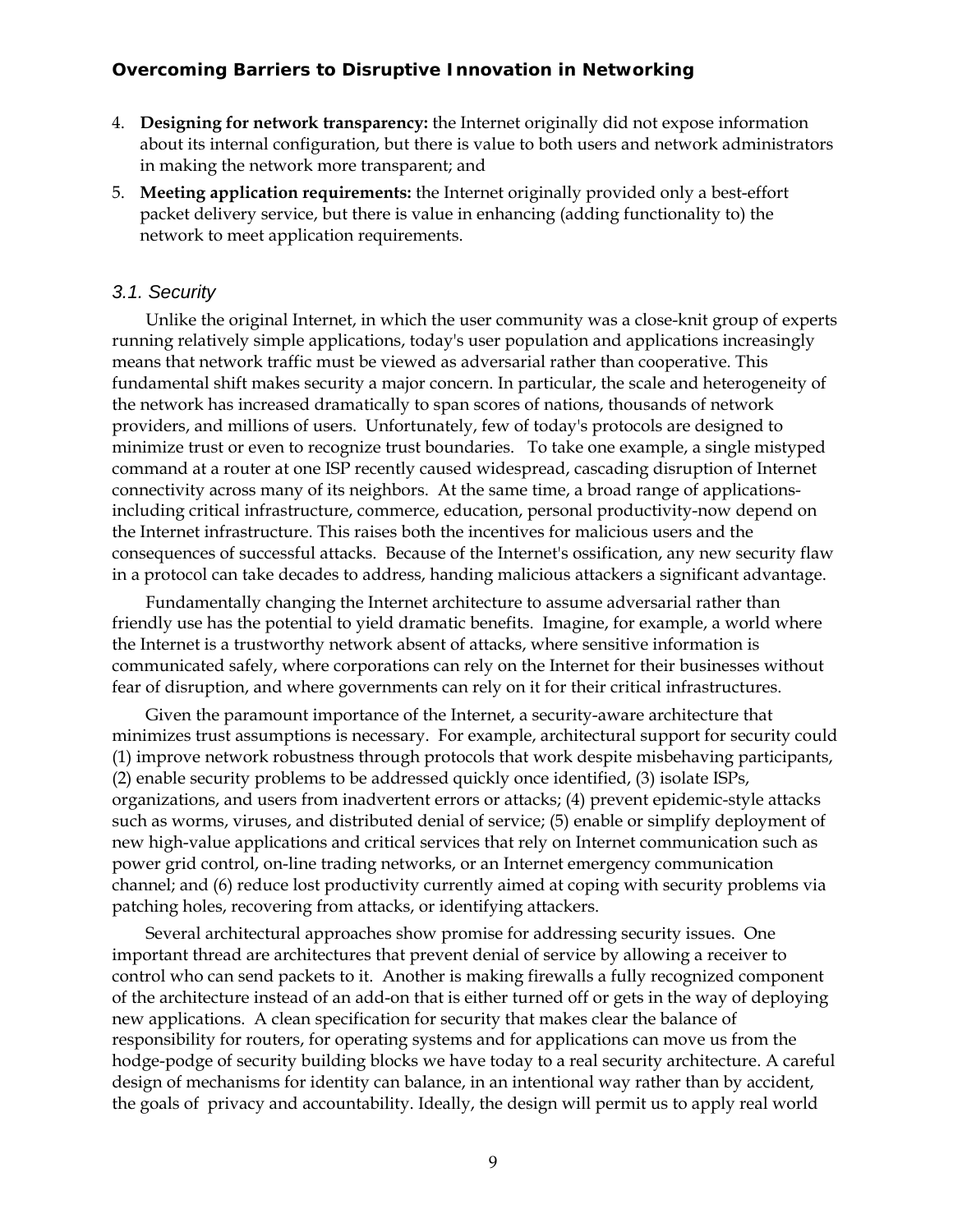4. **Designing for network transparency:** the Internet originally did not expose information about its internal configuration, but there is value to both users and network administrators in making the network more transparent; and
5. **Meeting application requirements:** the Internet originally provided only a best-effort packet delivery service, but there is value in enhancing (adding functionality to) the network to meet application requirements.

### *3.1. Security*

Unlike the original Internet, in which the user community was a close-knit group of experts running relatively simple applications, today's user population and applications increasingly means that network traffic must be viewed as adversarial rather than cooperative. This fundamental shift makes security a major concern. In particular, the scale and heterogeneity of the network has increased dramatically to span scores of nations, thousands of network providers, and millions of users. Unfortunately, few of today's protocols are designed to minimize trust or even to recognize trust boundaries. To take one example, a single mistyped command at a router at one ISP recently caused widespread, cascading disruption of Internet connectivity across many of its neighbors. At the same time, a broad range of applications-including critical infrastructure, commerce, education, personal productivity-now depend on the Internet infrastructure. This raises both the incentives for malicious users and the consequences of successful attacks. Because of the Internet's ossification, any new security flaw in a protocol can take decades to address, handing malicious attackers a significant advantage.

Fundamentally changing the Internet architecture to assume adversarial rather than friendly use has the potential to yield dramatic benefits. Imagine, for example, a world where the Internet is a trustworthy network absent of attacks, where sensitive information is communicated safely, where corporations can rely on the Internet for their businesses without fear of disruption, and where governments can rely on it for their critical infrastructures.

Given the paramount importance of the Internet, a security-aware architecture that minimizes trust assumptions is necessary. For example, architectural support for security could (1) improve network robustness through protocols that work despite misbehaving participants, (2) enable security problems to be addressed quickly once identified, (3) isolate ISPs, organizations, and users from inadvertent errors or attacks; (4) prevent epidemic-style attacks such as worms, viruses, and distributed denial of service; (5) enable or simplify deployment of new high-value applications and critical services that rely on Internet communication such as power grid control, on-line trading networks, or an Internet emergency communication channel; and (6) reduce lost productivity currently aimed at coping with security problems via patching holes, recovering from attacks, or identifying attackers.

Several architectural approaches show promise for addressing security issues. One important thread are architectures that prevent denial of service by allowing a receiver to control who can send packets to it. Another is making firewalls a fully recognized component of the architecture instead of an add-on that is either turned off or gets in the way of deploying new applications. A clean specification for security that makes clear the balance of responsibility for routers, for operating systems and for applications can move us from the hodge-podge of security building blocks we have today to a real security architecture. A careful design of mechanisms for identity can balance, in an intentional way rather than by accident, the goals of privacy and accountability. Ideally, the design will permit us to apply real world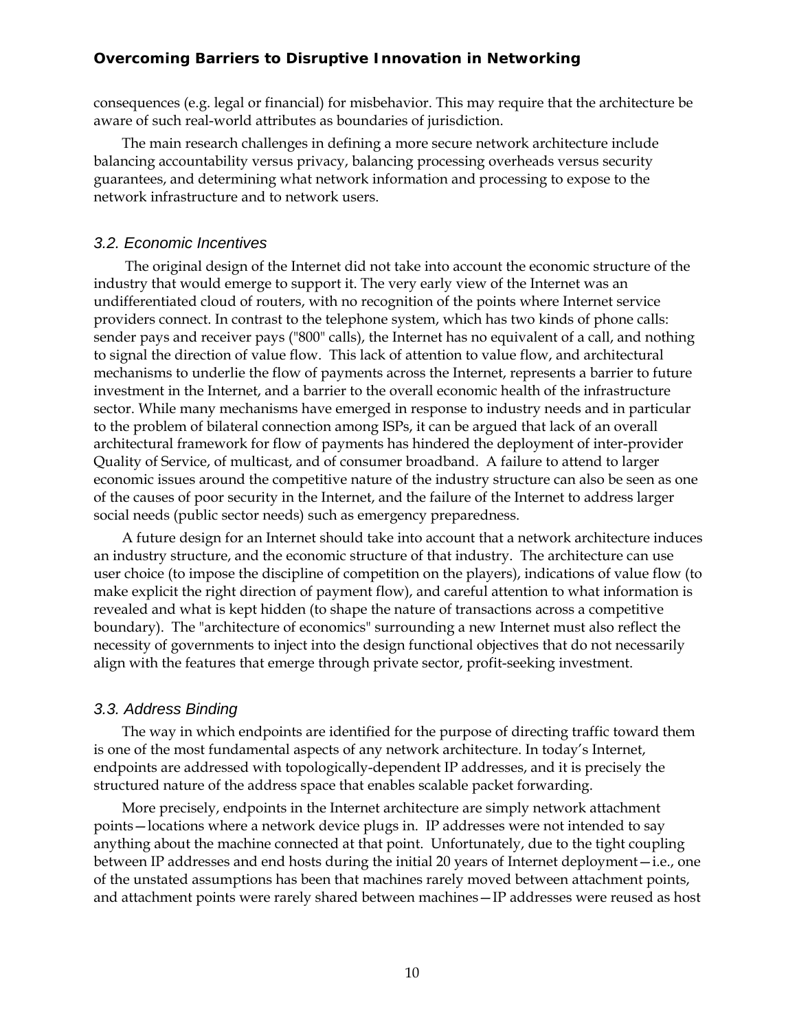consequences (e.g. legal or financial) for misbehavior. This may require that the architecture be aware of such real-world attributes as boundaries of jurisdiction.

The main research challenges in defining a more secure network architecture include balancing accountability versus privacy, balancing processing overheads versus security guarantees, and determining what network information and processing to expose to the network infrastructure and to network users.

### 3.2. Economic Incentives

The original design of the Internet did not take into account the economic structure of the industry that would emerge to support it. The very early view of the Internet was an undifferentiated cloud of routers, with no recognition of the points where Internet service providers connect. In contrast to the telephone system, which has two kinds of phone calls: sender pays and receiver pays ("800" calls), the Internet has no equivalent of a call, and nothing to signal the direction of value flow. This lack of attention to value flow, and architectural mechanisms to underlie the flow of payments across the Internet, represents a barrier to future investment in the Internet, and a barrier to the overall economic health of the infrastructure sector. While many mechanisms have emerged in response to industry needs and in particular to the problem of bilateral connection among ISPs, it can be argued that lack of an overall architectural framework for flow of payments has hindered the deployment of inter-provider Quality of Service, of multicast, and of consumer broadband. A failure to attend to larger economic issues around the competitive nature of the industry structure can also be seen as one of the causes of poor security in the Internet, and the failure of the Internet to address larger social needs (public sector needs) such as emergency preparedness.

A future design for an Internet should take into account that a network architecture induces an industry structure, and the economic structure of that industry. The architecture can use user choice (to impose the discipline of competition on the players), indications of value flow (to make explicit the right direction of payment flow), and careful attention to what information is revealed and what is kept hidden (to shape the nature of transactions across a competitive boundary). The "architecture of economics" surrounding a new Internet must also reflect the necessity of governments to inject into the design functional objectives that do not necessarily align with the features that emerge through private sector, profit-seeking investment.

### 3.3. Address Binding

The way in which endpoints are identified for the purpose of directing traffic toward them is one of the most fundamental aspects of any network architecture. In today's Internet, endpoints are addressed with topologically-dependent IP addresses, and it is precisely the structured nature of the address space that enables scalable packet forwarding.

More precisely, endpoints in the Internet architecture are simply network attachment points—locations where a network device plugs in. IP addresses were not intended to say anything about the machine connected at that point. Unfortunately, due to the tight coupling between IP addresses and end hosts during the initial 20 years of Internet deployment—i.e., one of the unstated assumptions has been that machines rarely moved between attachment points, and attachment points were rarely shared between machines—IP addresses were reused as host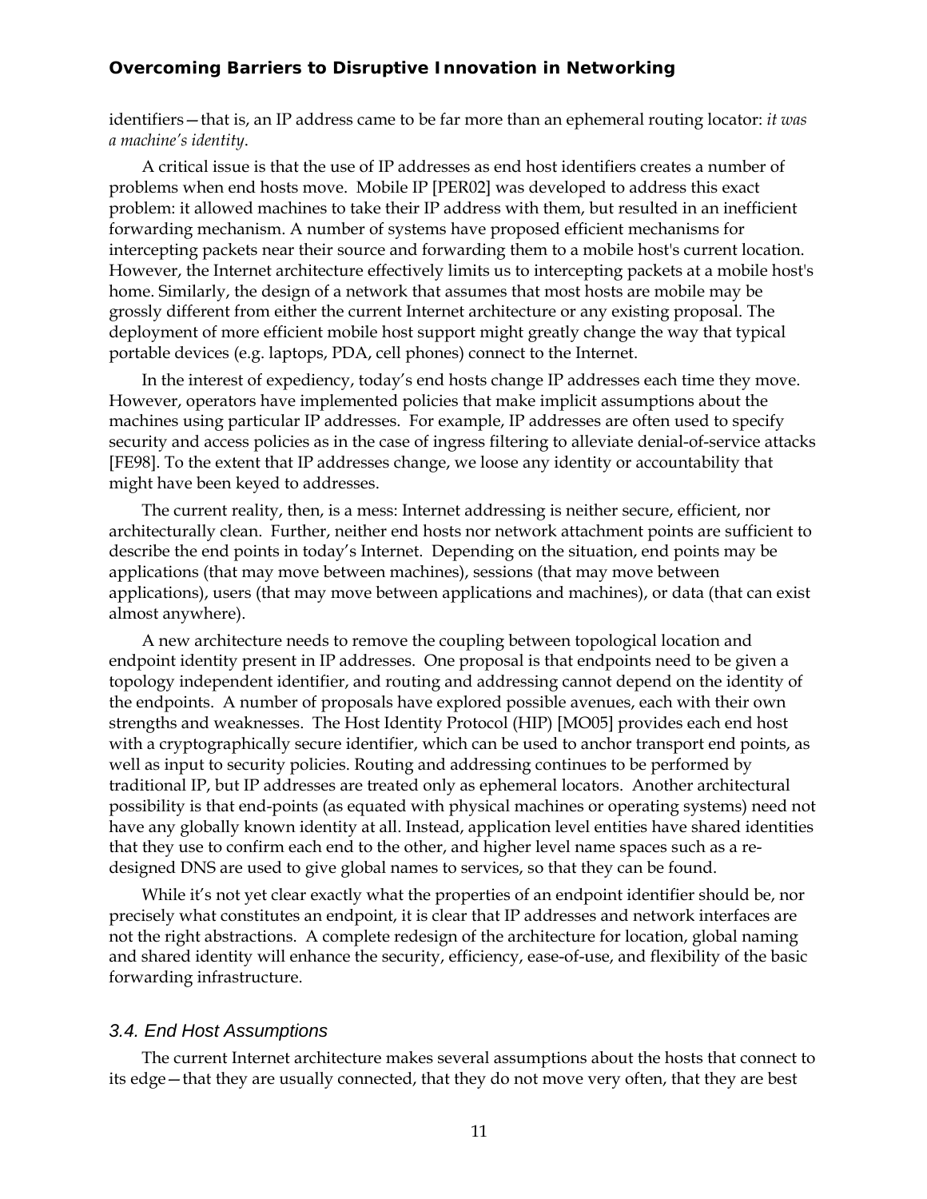identifiers—that is, an IP address came to be far more than an ephemeral routing locator: *it was a machine's identity*.

A critical issue is that the use of IP addresses as end host identifiers creates a number of problems when end hosts move. Mobile IP [PER02] was developed to address this exact problem: it allowed machines to take their IP address with them, but resulted in an inefficient forwarding mechanism. A number of systems have proposed efficient mechanisms for intercepting packets near their source and forwarding them to a mobile host's current location. However, the Internet architecture effectively limits us to intercepting packets at a mobile host's home. Similarly, the design of a network that assumes that most hosts are mobile may be grossly different from either the current Internet architecture or any existing proposal. The deployment of more efficient mobile host support might greatly change the way that typical portable devices (e.g. laptops, PDA, cell phones) connect to the Internet.

In the interest of expediency, today's end hosts change IP addresses each time they move. However, operators have implemented policies that make implicit assumptions about the machines using particular IP addresses. For example, IP addresses are often used to specify security and access policies as in the case of ingress filtering to alleviate denial-of-service attacks [FE98]. To the extent that IP addresses change, we loose any identity or accountability that might have been keyed to addresses.

The current reality, then, is a mess: Internet addressing is neither secure, efficient, nor architecturally clean. Further, neither end hosts nor network attachment points are sufficient to describe the end points in today's Internet. Depending on the situation, end points may be applications (that may move between machines), sessions (that may move between applications), users (that may move between applications and machines), or data (that can exist almost anywhere).

A new architecture needs to remove the coupling between topological location and endpoint identity present in IP addresses. One proposal is that endpoints need to be given a topology independent identifier, and routing and addressing cannot depend on the identity of the endpoints. A number of proposals have explored possible avenues, each with their own strengths and weaknesses. The Host Identity Protocol (HIP) [MO05] provides each end host with a cryptographically secure identifier, which can be used to anchor transport end points, as well as input to security policies. Routing and addressing continues to be performed by traditional IP, but IP addresses are treated only as ephemeral locators. Another architectural possibility is that end-points (as equated with physical machines or operating systems) need not have any globally known identity at all. Instead, application level entities have shared identities that they use to confirm each end to the other, and higher level name spaces such as a re-designed DNS are used to give global names to services, so that they can be found.

While it's not yet clear exactly what the properties of an endpoint identifier should be, nor precisely what constitutes an endpoint, it is clear that IP addresses and network interfaces are not the right abstractions. A complete redesign of the architecture for location, global naming and shared identity will enhance the security, efficiency, ease-of-use, and flexibility of the basic forwarding infrastructure.

### 3.4. End Host Assumptions

The current Internet architecture makes several assumptions about the hosts that connect to its edge—that they are usually connected, that they do not move very often, that they are best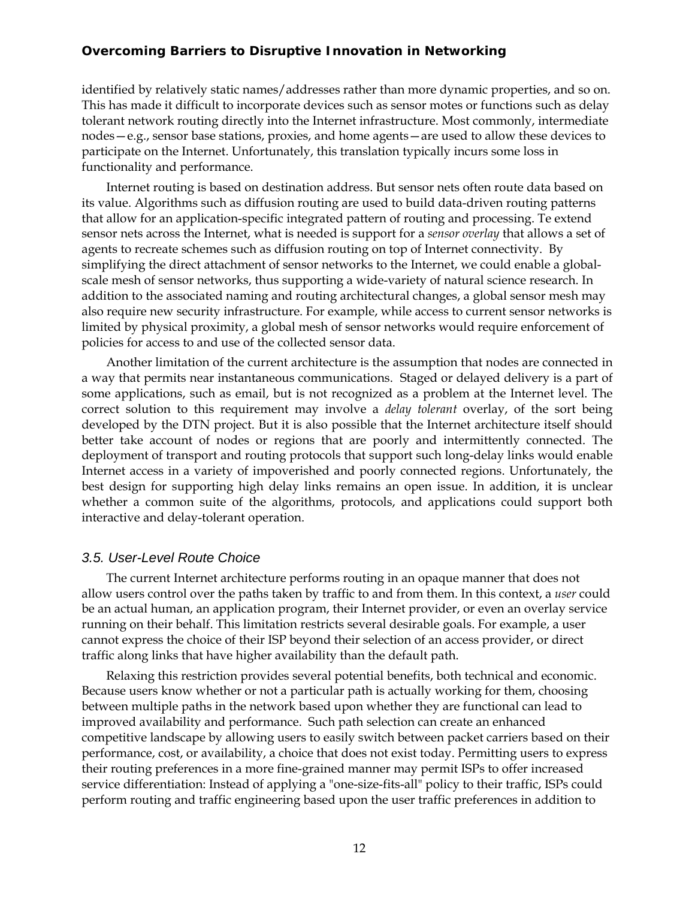identified by relatively static names/addresses rather than more dynamic properties, and so on. This has made it difficult to incorporate devices such as sensor motes or functions such as delay tolerant network routing directly into the Internet infrastructure. Most commonly, intermediate nodes—e.g., sensor base stations, proxies, and home agents—are used to allow these devices to participate on the Internet. Unfortunately, this translation typically incurs some loss in functionality and performance.

Internet routing is based on destination address. But sensor nets often route data based on its value. Algorithms such as diffusion routing are used to build data-driven routing patterns that allow for an application-specific integrated pattern of routing and processing. Te extend sensor nets across the Internet, what is needed is support for a *sensor overlay* that allows a set of agents to recreate schemes such as diffusion routing on top of Internet connectivity. By simplifying the direct attachment of sensor networks to the Internet, we could enable a global-scale mesh of sensor networks, thus supporting a wide-variety of natural science research. In addition to the associated naming and routing architectural changes, a global sensor mesh may also require new security infrastructure. For example, while access to current sensor networks is limited by physical proximity, a global mesh of sensor networks would require enforcement of policies for access to and use of the collected sensor data.

Another limitation of the current architecture is the assumption that nodes are connected in a way that permits near instantaneous communications. Staged or delayed delivery is a part of some applications, such as email, but is not recognized as a problem at the Internet level. The correct solution to this requirement may involve a *delay tolerant* overlay, of the sort being developed by the DTN project. But it is also possible that the Internet architecture itself should better take account of nodes or regions that are poorly and intermittently connected. The deployment of transport and routing protocols that support such long-delay links would enable Internet access in a variety of impoverished and poorly connected regions. Unfortunately, the best design for supporting high delay links remains an open issue. In addition, it is unclear whether a common suite of the algorithms, protocols, and applications could support both interactive and delay-tolerant operation.

### 3.5. User-Level Route Choice

The current Internet architecture performs routing in an opaque manner that does not allow users control over the paths taken by traffic to and from them. In this context, a *user* could be an actual human, an application program, their Internet provider, or even an overlay service running on their behalf. This limitation restricts several desirable goals. For example, a user cannot express the choice of their ISP beyond their selection of an access provider, or direct traffic along links that have higher availability than the default path.

Relaxing this restriction provides several potential benefits, both technical and economic. Because users know whether or not a particular path is actually working for them, choosing between multiple paths in the network based upon whether they are functional can lead to improved availability and performance. Such path selection can create an enhanced competitive landscape by allowing users to easily switch between packet carriers based on their performance, cost, or availability, a choice that does not exist today. Permitting users to express their routing preferences in a more fine-grained manner may permit ISPs to offer increased service differentiation: Instead of applying a "one-size-fits-all" policy to their traffic, ISPs could perform routing and traffic engineering based upon the user traffic preferences in addition to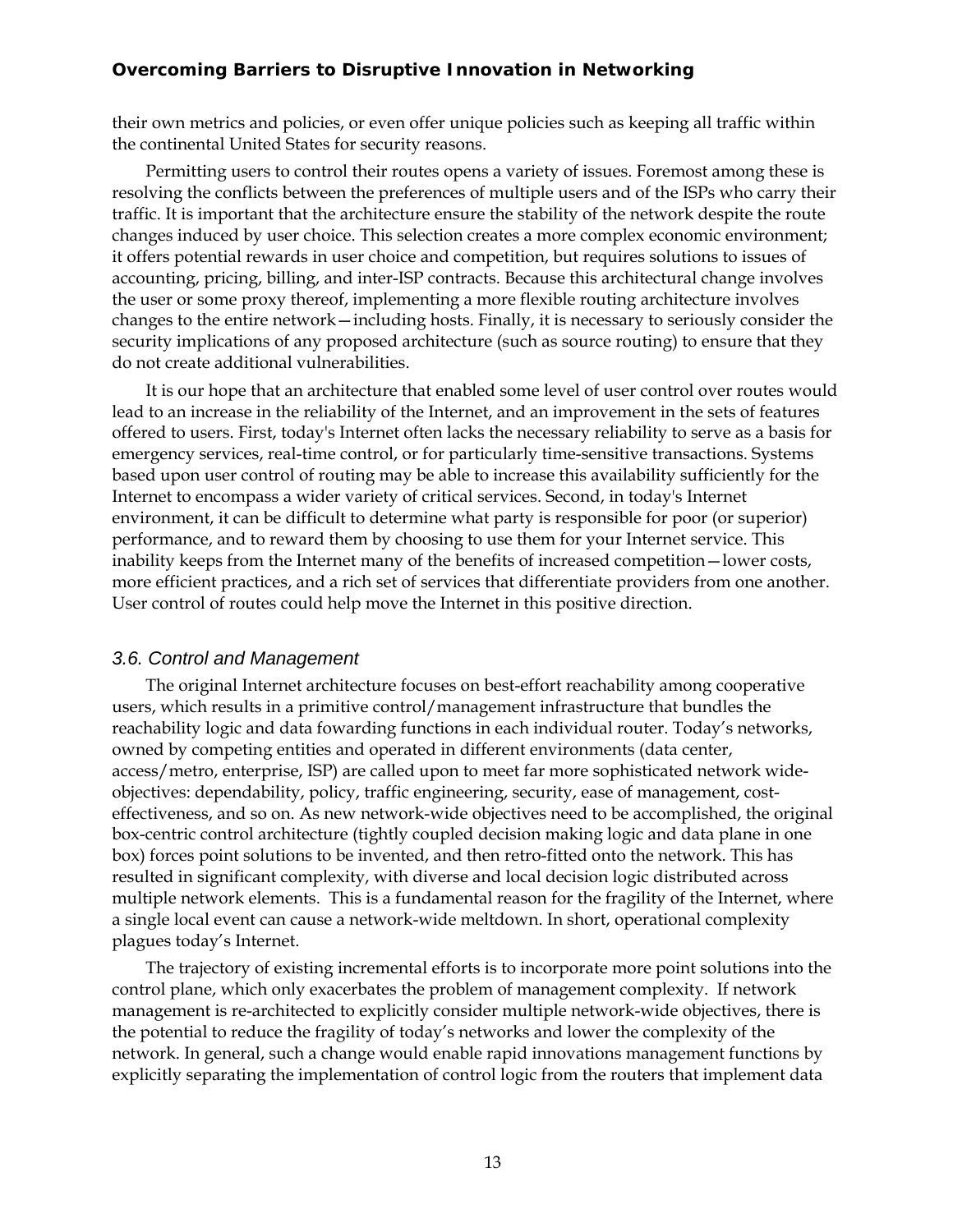their own metrics and policies, or even offer unique policies such as keeping all traffic within the continental United States for security reasons.

Permitting users to control their routes opens a variety of issues. Foremost among these is resolving the conflicts between the preferences of multiple users and of the ISPs who carry their traffic. It is important that the architecture ensure the stability of the network despite the route changes induced by user choice. This selection creates a more complex economic environment; it offers potential rewards in user choice and competition, but requires solutions to issues of accounting, pricing, billing, and inter-ISP contracts. Because this architectural change involves the user or some proxy thereof, implementing a more flexible routing architecture involves changes to the entire network—including hosts. Finally, it is necessary to seriously consider the security implications of any proposed architecture (such as source routing) to ensure that they do not create additional vulnerabilities.

It is our hope that an architecture that enabled some level of user control over routes would lead to an increase in the reliability of the Internet, and an improvement in the sets of features offered to users. First, today's Internet often lacks the necessary reliability to serve as a basis for emergency services, real-time control, or for particularly time-sensitive transactions. Systems based upon user control of routing may be able to increase this availability sufficiently for the Internet to encompass a wider variety of critical services. Second, in today's Internet environment, it can be difficult to determine what party is responsible for poor (or superior) performance, and to reward them by choosing to use them for your Internet service. This inability keeps from the Internet many of the benefits of increased competition—lower costs, more efficient practices, and a rich set of services that differentiate providers from one another. User control of routes could help move the Internet in this positive direction.

### *3.6. Control and Management*

The original Internet architecture focuses on best-effort reachability among cooperative users, which results in a primitive control/management infrastructure that bundles the reachability logic and data fowarding functions in each individual router. Today's networks, owned by competing entities and operated in different environments (data center, access/metro, enterprise, ISP) are called upon to meet far more sophisticated network wide-objectives: dependability, policy, traffic engineering, security, ease of management, cost-effectiveness, and so on. As new network-wide objectives need to be accomplished, the original box-centric control architecture (tightly coupled decision making logic and data plane in one box) forces point solutions to be invented, and then retro-fitted onto the network. This has resulted in significant complexity, with diverse and local decision logic distributed across multiple network elements. This is a fundamental reason for the fragility of the Internet, where a single local event can cause a network-wide meltdown. In short, operational complexity plagues today's Internet.

The trajectory of existing incremental efforts is to incorporate more point solutions into the control plane, which only exacerbates the problem of management complexity. If network management is re-architected to explicitly consider multiple network-wide objectives, there is the potential to reduce the fragility of today's networks and lower the complexity of the network. In general, such a change would enable rapid innovations management functions by explicitly separating the implementation of control logic from the routers that implement data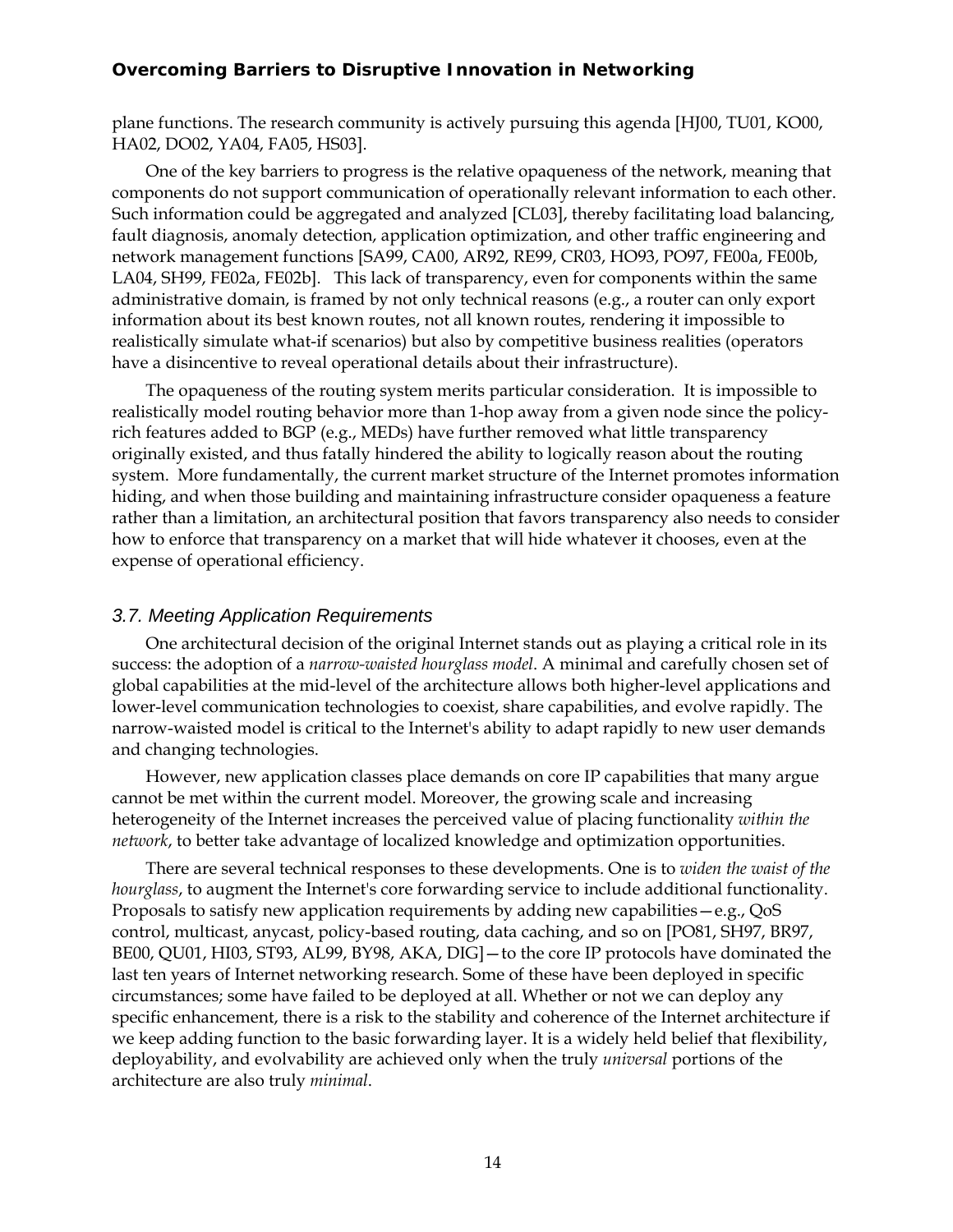plane functions. The research community is actively pursuing this agenda [HJ00, TU01, KO00, HA02, DO02, YA04, FA05, HS03].

One of the key barriers to progress is the relative opaqueness of the network, meaning that components do not support communication of operationally relevant information to each other. Such information could be aggregated and analyzed [CL03], thereby facilitating load balancing, fault diagnosis, anomaly detection, application optimization, and other traffic engineering and network management functions [SA99, CA00, AR92, RE99, CR03, HO93, PO97, FE00a, FE00b, LA04, SH99, FE02a, FE02b]. This lack of transparency, even for components within the same administrative domain, is framed by not only technical reasons (e.g., a router can only export information about its best known routes, not all known routes, rendering it impossible to realistically simulate what-if scenarios) but also by competitive business realities (operators have a disincentive to reveal operational details about their infrastructure).

The opaqueness of the routing system merits particular consideration. It is impossible to realistically model routing behavior more than 1-hop away from a given node since the policy-rich features added to BGP (e.g., MEDs) have further removed what little transparency originally existed, and thus fatally hindered the ability to logically reason about the routing system. More fundamentally, the current market structure of the Internet promotes information hiding, and when those building and maintaining infrastructure consider opaqueness a feature rather than a limitation, an architectural position that favors transparency also needs to consider how to enforce that transparency on a market that will hide whatever it chooses, even at the expense of operational efficiency.

### *3.7. Meeting Application Requirements*

One architectural decision of the original Internet stands out as playing a critical role in its success: the adoption of a *narrow-waisted hourglass model*. A minimal and carefully chosen set of global capabilities at the mid-level of the architecture allows both higher-level applications and lower-level communication technologies to coexist, share capabilities, and evolve rapidly. The narrow-waisted model is critical to the Internet's ability to adapt rapidly to new user demands and changing technologies.

However, new application classes place demands on core IP capabilities that many argue cannot be met within the current model. Moreover, the growing scale and increasing heterogeneity of the Internet increases the perceived value of placing functionality *within the network*, to better take advantage of localized knowledge and optimization opportunities.

There are several technical responses to these developments. One is to *widen the waist of the hourglass*, to augment the Internet's core forwarding service to include additional functionality. Proposals to satisfy new application requirements by adding new capabilities—e.g., QoS control, multicast, anycast, policy-based routing, data caching, and so on [PO81, SH97, BR97, BE00, QU01, HI03, ST93, AL99, BY98, AKA, DIG]—to the core IP protocols have dominated the last ten years of Internet networking research. Some of these have been deployed in specific circumstances; some have failed to be deployed at all. Whether or not we can deploy any specific enhancement, there is a risk to the stability and coherence of the Internet architecture if we keep adding function to the basic forwarding layer. It is a widely held belief that flexibility, deployability, and evolvability are achieved only when the truly *universal* portions of the architecture are also truly *minimal*.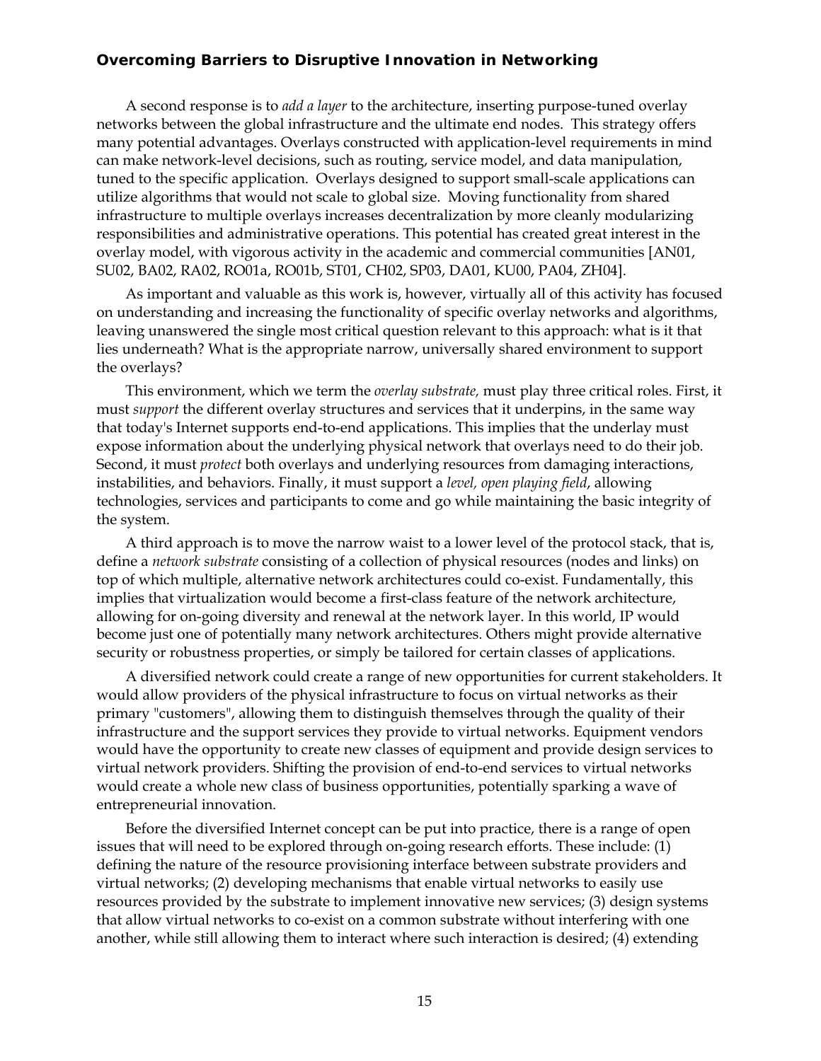A second response is to *add a layer* to the architecture, inserting purpose-tuned overlay networks between the global infrastructure and the ultimate end nodes. This strategy offers many potential advantages. Overlays constructed with application-level requirements in mind can make network-level decisions, such as routing, service model, and data manipulation, tuned to the specific application. Overlays designed to support small-scale applications can utilize algorithms that would not scale to global size. Moving functionality from shared infrastructure to multiple overlays increases decentralization by more cleanly modularizing responsibilities and administrative operations. This potential has created great interest in the overlay model, with vigorous activity in the academic and commercial communities [AN01, SU02, BA02, RA02, RO01a, RO01b, ST01, CH02, SP03, DA01, KU00, PA04, ZH04].

As important and valuable as this work is, however, virtually all of this activity has focused on understanding and increasing the functionality of specific overlay networks and algorithms, leaving unanswered the single most critical question relevant to this approach: what is it that lies underneath? What is the appropriate narrow, universally shared environment to support the overlays?

This environment, which we term the *overlay substrate,* must play three critical roles. First, it must *support* the different overlay structures and services that it underpins, in the same way that today's Internet supports end-to-end applications. This implies that the underlay must expose information about the underlying physical network that overlays need to do their job. Second, it must *protect* both overlays and underlying resources from damaging interactions, instabilities, and behaviors. Finally, it must support a *level, open playing field*, allowing technologies, services and participants to come and go while maintaining the basic integrity of the system.

A third approach is to move the narrow waist to a lower level of the protocol stack, that is, define a *network substrate* consisting of a collection of physical resources (nodes and links) on top of which multiple, alternative network architectures could co-exist. Fundamentally, this implies that virtualization would become a first-class feature of the network architecture, allowing for on-going diversity and renewal at the network layer. In this world, IP would become just one of potentially many network architectures. Others might provide alternative security or robustness properties, or simply be tailored for certain classes of applications.

A diversified network could create a range of new opportunities for current stakeholders. It would allow providers of the physical infrastructure to focus on virtual networks as their primary "customers", allowing them to distinguish themselves through the quality of their infrastructure and the support services they provide to virtual networks. Equipment vendors would have the opportunity to create new classes of equipment and provide design services to virtual network providers. Shifting the provision of end-to-end services to virtual networks would create a whole new class of business opportunities, potentially sparking a wave of entrepreneurial innovation.

Before the diversified Internet concept can be put into practice, there is a range of open issues that will need to be explored through on-going research efforts. These include: (1) defining the nature of the resource provisioning interface between substrate providers and virtual networks; (2) developing mechanisms that enable virtual networks to easily use resources provided by the substrate to implement innovative new services; (3) design systems that allow virtual networks to co-exist on a common substrate without interfering with one another, while still allowing them to interact where such interaction is desired; (4) extending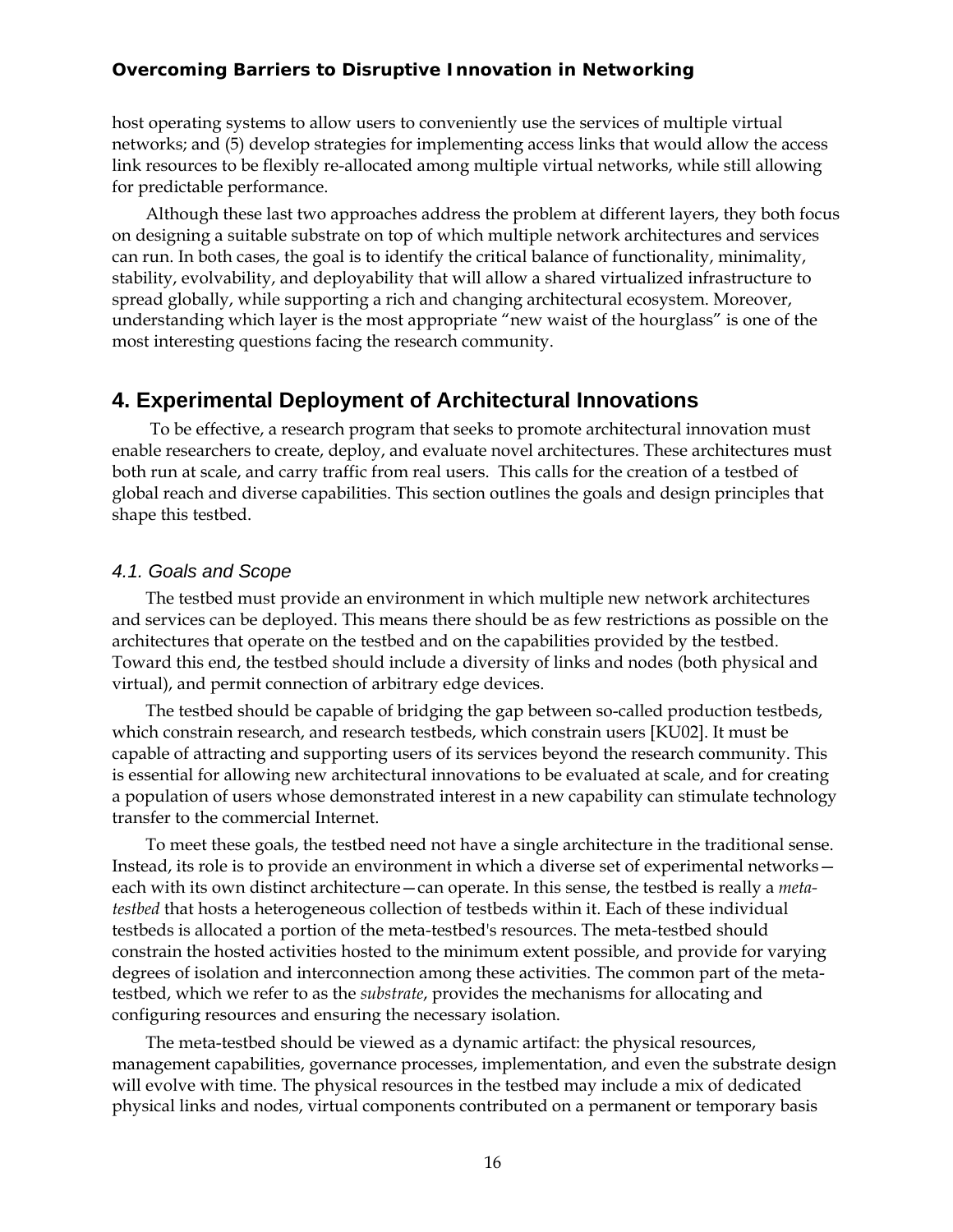host operating systems to allow users to conveniently use the services of multiple virtual networks; and (5) develop strategies for implementing access links that would allow the access link resources to be flexibly re-allocated among multiple virtual networks, while still allowing for predictable performance.

Although these last two approaches address the problem at different layers, they both focus on designing a suitable substrate on top of which multiple network architectures and services can run. In both cases, the goal is to identify the critical balance of functionality, minimality, stability, evolvability, and deployability that will allow a shared virtualized infrastructure to spread globally, while supporting a rich and changing architectural ecosystem. Moreover, understanding which layer is the most appropriate "new waist of the hourglass" is one of the most interesting questions facing the research community.

## 4. Experimental Deployment of Architectural Innovations

To be effective, a research program that seeks to promote architectural innovation must enable researchers to create, deploy, and evaluate novel architectures. These architectures must both run at scale, and carry traffic from real users. This calls for the creation of a testbed of global reach and diverse capabilities. This section outlines the goals and design principles that shape this testbed.

### *4.1. Goals and Scope*

The testbed must provide an environment in which multiple new network architectures and services can be deployed. This means there should be as few restrictions as possible on the architectures that operate on the testbed and on the capabilities provided by the testbed. Toward this end, the testbed should include a diversity of links and nodes (both physical and virtual), and permit connection of arbitrary edge devices.

The testbed should be capable of bridging the gap between so-called production testbeds, which constrain research, and research testbeds, which constrain users [KU02]. It must be capable of attracting and supporting users of its services beyond the research community. This is essential for allowing new architectural innovations to be evaluated at scale, and for creating a population of users whose demonstrated interest in a new capability can stimulate technology transfer to the commercial Internet.

To meet these goals, the testbed need not have a single architecture in the traditional sense. Instead, its role is to provide an environment in which a diverse set of experimental networks—each with its own distinct architecture—can operate. In this sense, the testbed is really a *meta-testbed* that hosts a heterogeneous collection of testbeds within it. Each of these individual testbeds is allocated a portion of the meta-testbed's resources. The meta-testbed should constrain the hosted activities hosted to the minimum extent possible, and provide for varying degrees of isolation and interconnection among these activities. The common part of the meta-testbed, which we refer to as the *substrate*, provides the mechanisms for allocating and configuring resources and ensuring the necessary isolation.

The meta-testbed should be viewed as a dynamic artifact: the physical resources, management capabilities, governance processes, implementation, and even the substrate design will evolve with time. The physical resources in the testbed may include a mix of dedicated physical links and nodes, virtual components contributed on a permanent or temporary basis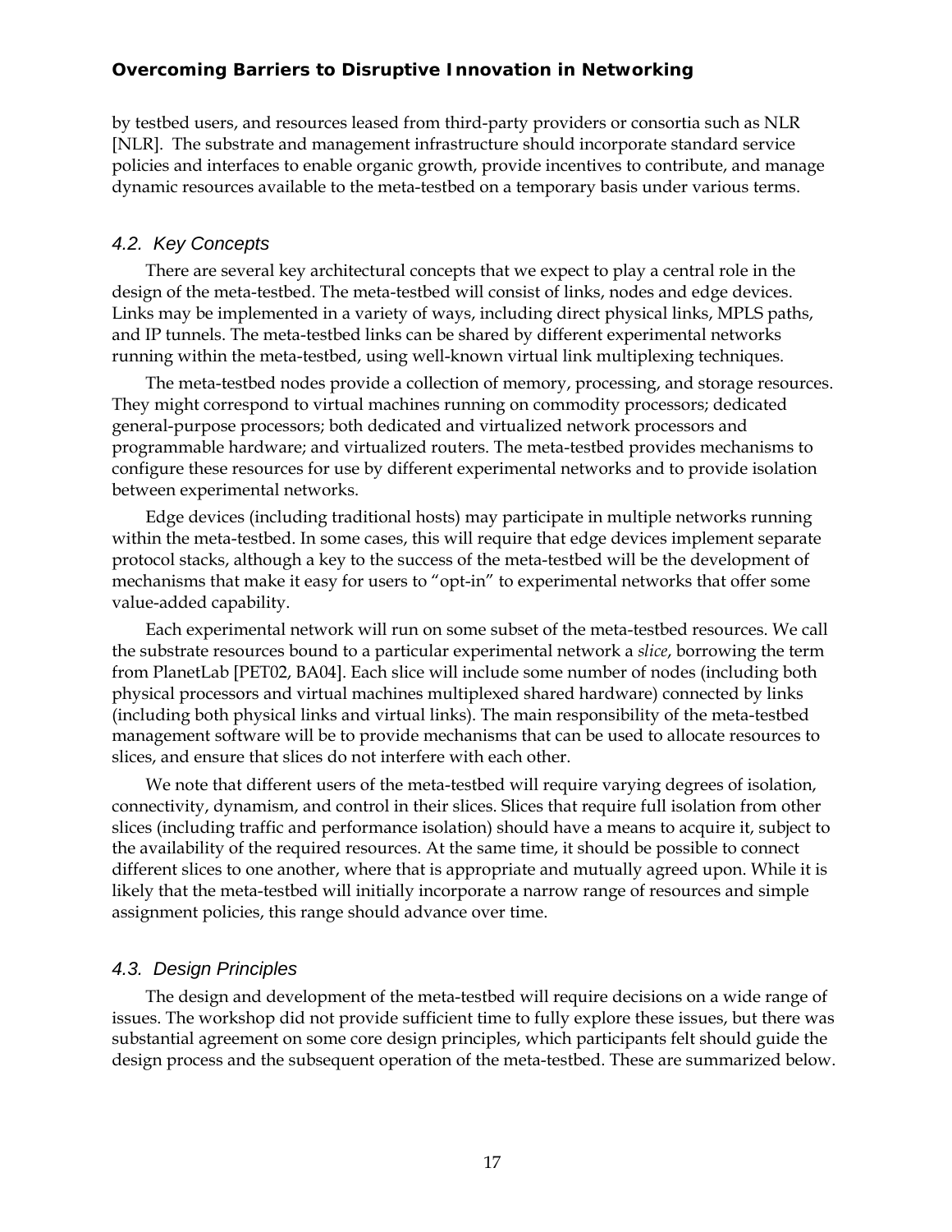by testbed users, and resources leased from third-party providers or consortia such as NLR [NLR]. The substrate and management infrastructure should incorporate standard service policies and interfaces to enable organic growth, provide incentives to contribute, and manage dynamic resources available to the meta-testbed on a temporary basis under various terms.

### *4.2. Key Concepts*

There are several key architectural concepts that we expect to play a central role in the design of the meta-testbed. The meta-testbed will consist of links, nodes and edge devices. Links may be implemented in a variety of ways, including direct physical links, MPLS paths, and IP tunnels. The meta-testbed links can be shared by different experimental networks running within the meta-testbed, using well-known virtual link multiplexing techniques.

The meta-testbed nodes provide a collection of memory, processing, and storage resources. They might correspond to virtual machines running on commodity processors; dedicated general-purpose processors; both dedicated and virtualized network processors and programmable hardware; and virtualized routers. The meta-testbed provides mechanisms to configure these resources for use by different experimental networks and to provide isolation between experimental networks.

Edge devices (including traditional hosts) may participate in multiple networks running within the meta-testbed. In some cases, this will require that edge devices implement separate protocol stacks, although a key to the success of the meta-testbed will be the development of mechanisms that make it easy for users to "opt-in" to experimental networks that offer some value-added capability.

Each experimental network will run on some subset of the meta-testbed resources. We call the substrate resources bound to a particular experimental network a *slice*, borrowing the term from PlanetLab [PET02, BA04]. Each slice will include some number of nodes (including both physical processors and virtual machines multiplexed shared hardware) connected by links (including both physical links and virtual links). The main responsibility of the meta-testbed management software will be to provide mechanisms that can be used to allocate resources to slices, and ensure that slices do not interfere with each other.

We note that different users of the meta-testbed will require varying degrees of isolation, connectivity, dynamism, and control in their slices. Slices that require full isolation from other slices (including traffic and performance isolation) should have a means to acquire it, subject to the availability of the required resources. At the same time, it should be possible to connect different slices to one another, where that is appropriate and mutually agreed upon. While it is likely that the meta-testbed will initially incorporate a narrow range of resources and simple assignment policies, this range should advance over time.

### *4.3. Design Principles*

The design and development of the meta-testbed will require decisions on a wide range of issues. The workshop did not provide sufficient time to fully explore these issues, but there was substantial agreement on some core design principles, which participants felt should guide the design process and the subsequent operation of the meta-testbed. These are summarized below.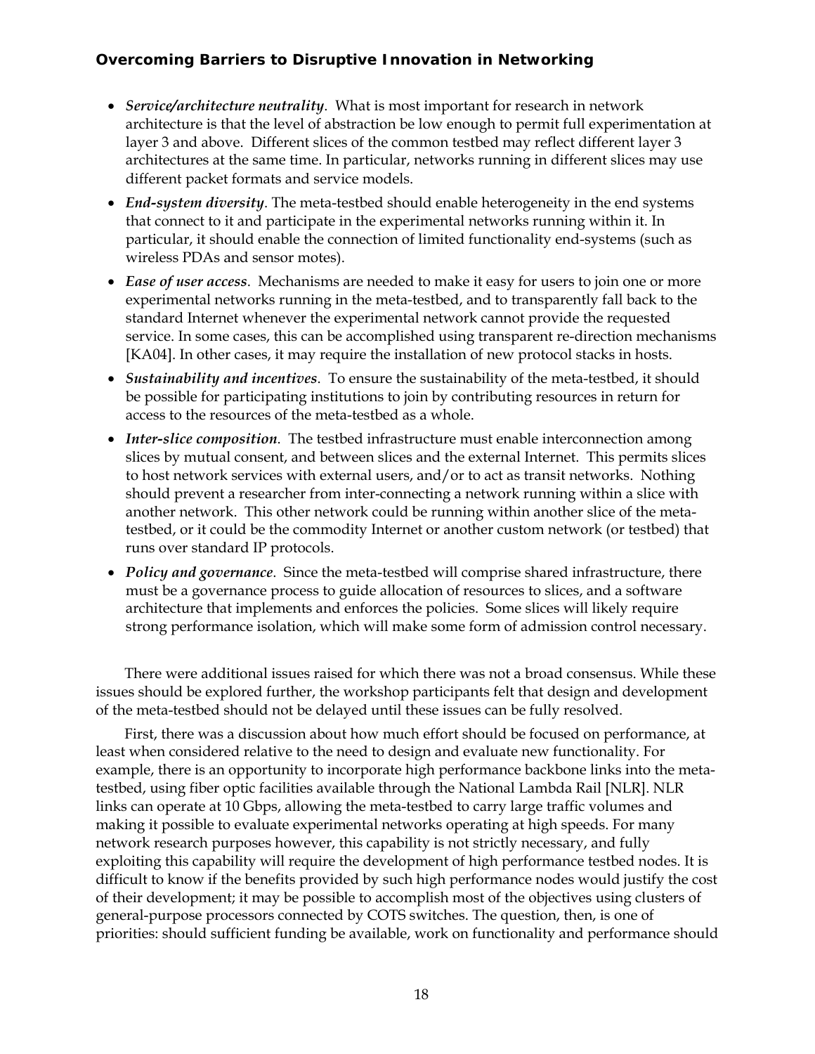- ***Service/architecture neutrality***. What is most important for research in network architecture is that the level of abstraction be low enough to permit full experimentation at layer 3 and above. Different slices of the common testbed may reflect different layer 3 architectures at the same time. In particular, networks running in different slices may use different packet formats and service models.
- ***End-system diversity***. The meta-testbed should enable heterogeneity in the end systems that connect to it and participate in the experimental networks running within it. In particular, it should enable the connection of limited functionality end-systems (such as wireless PDAs and sensor motes).
- ***Ease of user access***. Mechanisms are needed to make it easy for users to join one or more experimental networks running in the meta-testbed, and to transparently fall back to the standard Internet whenever the experimental network cannot provide the requested service. In some cases, this can be accomplished using transparent re-direction mechanisms [KA04]. In other cases, it may require the installation of new protocol stacks in hosts.
- ***Sustainability and incentives***. To ensure the sustainability of the meta-testbed, it should be possible for participating institutions to join by contributing resources in return for access to the resources of the meta-testbed as a whole.
- ***Inter-slice composition***. The testbed infrastructure must enable interconnection among slices by mutual consent, and between slices and the external Internet. This permits slices to host network services with external users, and/or to act as transit networks. Nothing should prevent a researcher from inter-connecting a network running within a slice with another network. This other network could be running within another slice of the meta-testbed, or it could be the commodity Internet or another custom network (or testbed) that runs over standard IP protocols.
- ***Policy and governance***. Since the meta-testbed will comprise shared infrastructure, there must be a governance process to guide allocation of resources to slices, and a software architecture that implements and enforces the policies. Some slices will likely require strong performance isolation, which will make some form of admission control necessary.

There were additional issues raised for which there was not a broad consensus. While these issues should be explored further, the workshop participants felt that design and development of the meta-testbed should not be delayed until these issues can be fully resolved.

First, there was a discussion about how much effort should be focused on performance, at least when considered relative to the need to design and evaluate new functionality. For example, there is an opportunity to incorporate high performance backbone links into the meta-testbed, using fiber optic facilities available through the National Lambda Rail [NLR]. NLR links can operate at 10 Gbps, allowing the meta-testbed to carry large traffic volumes and making it possible to evaluate experimental networks operating at high speeds. For many network research purposes however, this capability is not strictly necessary, and fully exploiting this capability will require the development of high performance testbed nodes. It is difficult to know if the benefits provided by such high performance nodes would justify the cost of their development; it may be possible to accomplish most of the objectives using clusters of general-purpose processors connected by COTS switches. The question, then, is one of priorities: should sufficient funding be available, work on functionality and performance should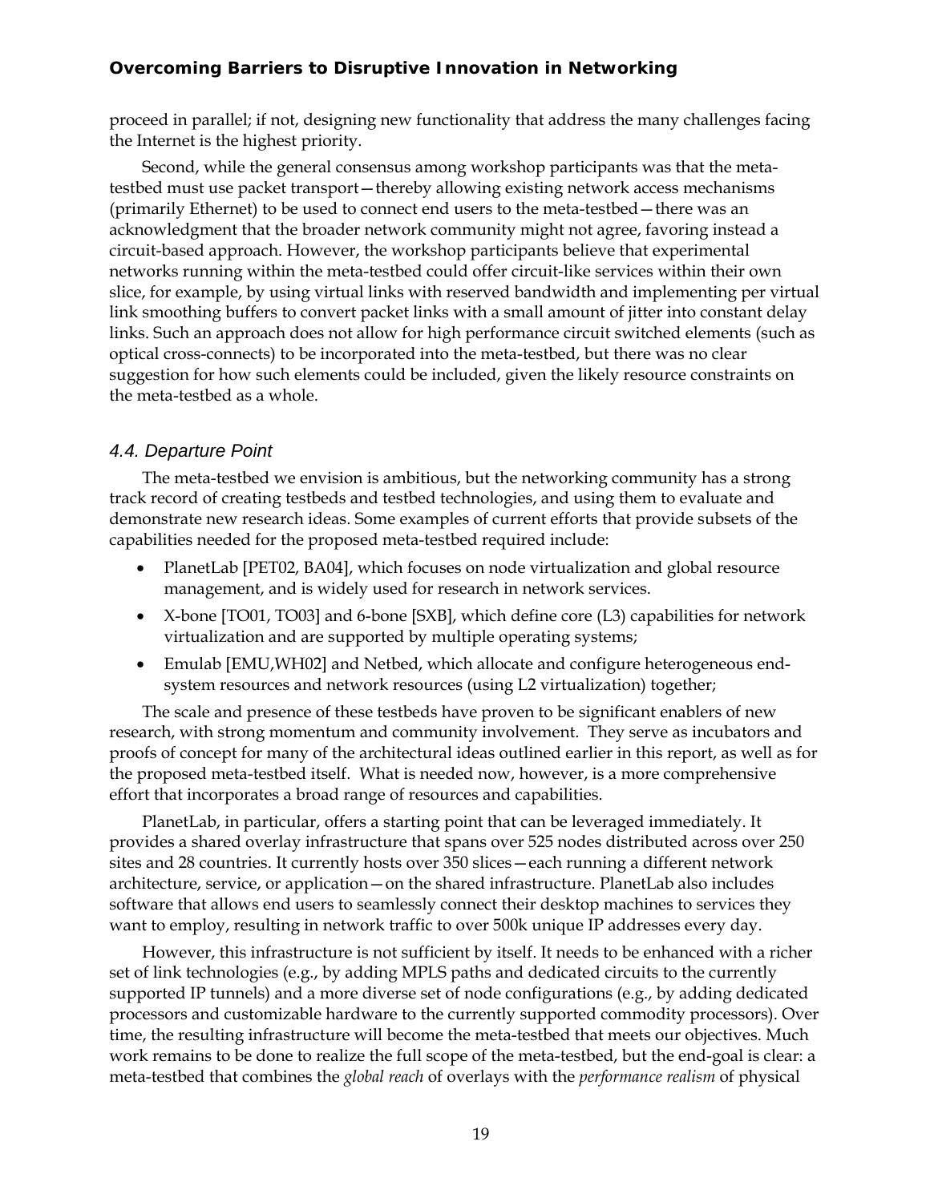proceed in parallel; if not, designing new functionality that address the many challenges facing the Internet is the highest priority.

Second, while the general consensus among workshop participants was that the meta-testbed must use packet transport—thereby allowing existing network access mechanisms (primarily Ethernet) to be used to connect end users to the meta-testbed—there was an acknowledgment that the broader network community might not agree, favoring instead a circuit-based approach. However, the workshop participants believe that experimental networks running within the meta-testbed could offer circuit-like services within their own slice, for example, by using virtual links with reserved bandwidth and implementing per virtual link smoothing buffers to convert packet links with a small amount of jitter into constant delay links. Such an approach does not allow for high performance circuit switched elements (such as optical cross-connects) to be incorporated into the meta-testbed, but there was no clear suggestion for how such elements could be included, given the likely resource constraints on the meta-testbed as a whole.

### *4.4. Departure Point*

The meta-testbed we envision is ambitious, but the networking community has a strong track record of creating testbeds and testbed technologies, and using them to evaluate and demonstrate new research ideas. Some examples of current efforts that provide subsets of the capabilities needed for the proposed meta-testbed required include:

- PlanetLab [PET02, BA04], which focuses on node virtualization and global resource management, and is widely used for research in network services.
- X-bone [TO01, TO03] and 6-bone [SXB], which define core (L3) capabilities for network virtualization and are supported by multiple operating systems;
- Emulab [EMU,WH02] and Netbed, which allocate and configure heterogeneous end-system resources and network resources (using L2 virtualization) together;

The scale and presence of these testbeds have proven to be significant enablers of new research, with strong momentum and community involvement. They serve as incubators and proofs of concept for many of the architectural ideas outlined earlier in this report, as well as for the proposed meta-testbed itself. What is needed now, however, is a more comprehensive effort that incorporates a broad range of resources and capabilities.

PlanetLab, in particular, offers a starting point that can be leveraged immediately. It provides a shared overlay infrastructure that spans over 525 nodes distributed across over 250 sites and 28 countries. It currently hosts over 350 slices—each running a different network architecture, service, or application—on the shared infrastructure. PlanetLab also includes software that allows end users to seamlessly connect their desktop machines to services they want to employ, resulting in network traffic to over 500k unique IP addresses every day.

However, this infrastructure is not sufficient by itself. It needs to be enhanced with a richer set of link technologies (e.g., by adding MPLS paths and dedicated circuits to the currently supported IP tunnels) and a more diverse set of node configurations (e.g., by adding dedicated processors and customizable hardware to the currently supported commodity processors). Over time, the resulting infrastructure will become the meta-testbed that meets our objectives. Much work remains to be done to realize the full scope of the meta-testbed, but the end-goal is clear: a meta-testbed that combines the *global reach* of overlays with the *performance realism* of physical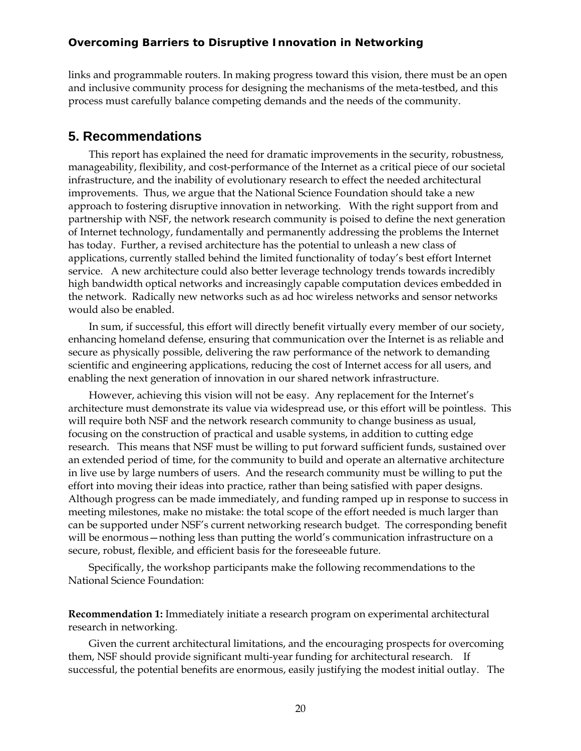links and programmable routers. In making progress toward this vision, there must be an open and inclusive community process for designing the mechanisms of the meta-testbed, and this process must carefully balance competing demands and the needs of the community.

## 5. Recommendations

This report has explained the need for dramatic improvements in the security, robustness, manageability, flexibility, and cost-performance of the Internet as a critical piece of our societal infrastructure, and the inability of evolutionary research to effect the needed architectural improvements. Thus, we argue that the National Science Foundation should take a new approach to fostering disruptive innovation in networking. With the right support from and partnership with NSF, the network research community is poised to define the next generation of Internet technology, fundamentally and permanently addressing the problems the Internet has today. Further, a revised architecture has the potential to unleash a new class of applications, currently stalled behind the limited functionality of today's best effort Internet service. A new architecture could also better leverage technology trends towards incredibly high bandwidth optical networks and increasingly capable computation devices embedded in the network. Radically new networks such as ad hoc wireless networks and sensor networks would also be enabled.

In sum, if successful, this effort will directly benefit virtually every member of our society, enhancing homeland defense, ensuring that communication over the Internet is as reliable and secure as physically possible, delivering the raw performance of the network to demanding scientific and engineering applications, reducing the cost of Internet access for all users, and enabling the next generation of innovation in our shared network infrastructure.

However, achieving this vision will not be easy. Any replacement for the Internet's architecture must demonstrate its value via widespread use, or this effort will be pointless. This will require both NSF and the network research community to change business as usual, focusing on the construction of practical and usable systems, in addition to cutting edge research. This means that NSF must be willing to put forward sufficient funds, sustained over an extended period of time, for the community to build and operate an alternative architecture in live use by large numbers of users. And the research community must be willing to put the effort into moving their ideas into practice, rather than being satisfied with paper designs. Although progress can be made immediately, and funding ramped up in response to success in meeting milestones, make no mistake: the total scope of the effort needed is much larger than can be supported under NSF's current networking research budget. The corresponding benefit will be enormous—nothing less than putting the world's communication infrastructure on a secure, robust, flexible, and efficient basis for the foreseeable future.

Specifically, the workshop participants make the following recommendations to the National Science Foundation:

**Recommendation 1:** Immediately initiate a research program on experimental architectural research in networking.

Given the current architectural limitations, and the encouraging prospects for overcoming them, NSF should provide significant multi-year funding for architectural research. If successful, the potential benefits are enormous, easily justifying the modest initial outlay. The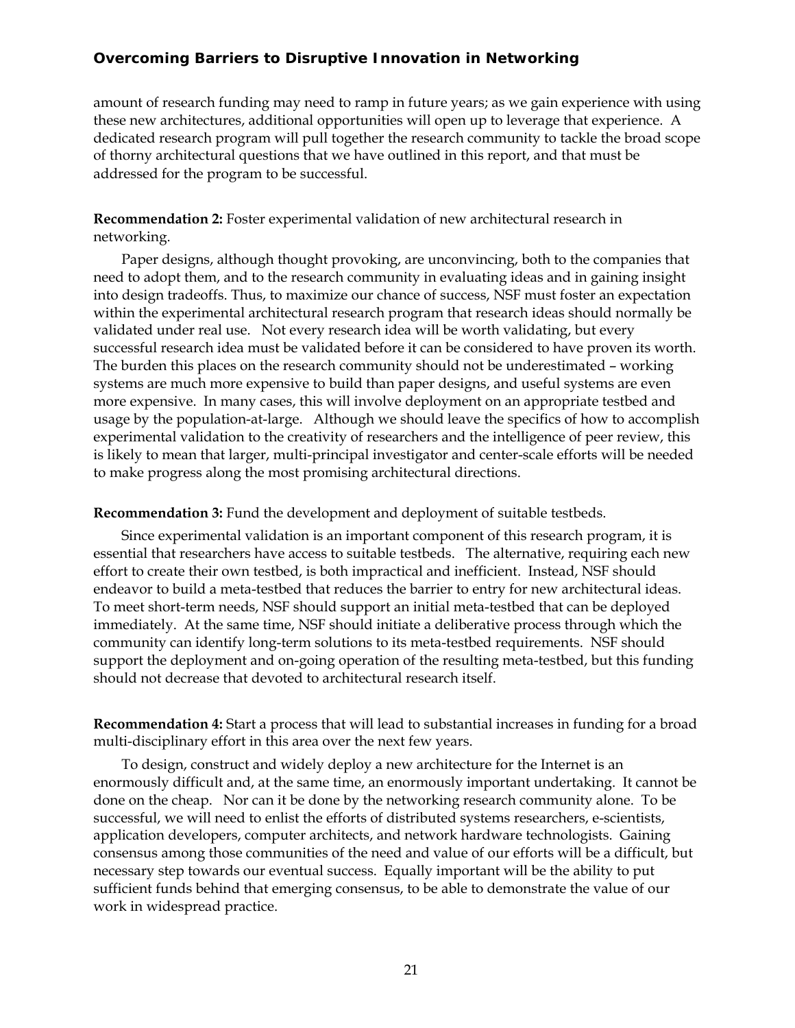amount of research funding may need to ramp in future years; as we gain experience with using these new architectures, additional opportunities will open up to leverage that experience. A dedicated research program will pull together the research community to tackle the broad scope of thorny architectural questions that we have outlined in this report, and that must be addressed for the program to be successful.

**Recommendation 2:** Foster experimental validation of new architectural research in networking.

Paper designs, although thought provoking, are unconvincing, both to the companies that need to adopt them, and to the research community in evaluating ideas and in gaining insight into design tradeoffs. Thus, to maximize our chance of success, NSF must foster an expectation within the experimental architectural research program that research ideas should normally be validated under real use. Not every research idea will be worth validating, but every successful research idea must be validated before it can be considered to have proven its worth. The burden this places on the research community should not be underestimated – working systems are much more expensive to build than paper designs, and useful systems are even more expensive. In many cases, this will involve deployment on an appropriate testbed and usage by the population-at-large. Although we should leave the specifics of how to accomplish experimental validation to the creativity of researchers and the intelligence of peer review, this is likely to mean that larger, multi-principal investigator and center-scale efforts will be needed to make progress along the most promising architectural directions.

**Recommendation 3:** Fund the development and deployment of suitable testbeds.

Since experimental validation is an important component of this research program, it is essential that researchers have access to suitable testbeds. The alternative, requiring each new effort to create their own testbed, is both impractical and inefficient. Instead, NSF should endeavor to build a meta-testbed that reduces the barrier to entry for new architectural ideas. To meet short-term needs, NSF should support an initial meta-testbed that can be deployed immediately. At the same time, NSF should initiate a deliberative process through which the community can identify long-term solutions to its meta-testbed requirements. NSF should support the deployment and on-going operation of the resulting meta-testbed, but this funding should not decrease that devoted to architectural research itself.

**Recommendation 4:** Start a process that will lead to substantial increases in funding for a broad multi-disciplinary effort in this area over the next few years.

To design, construct and widely deploy a new architecture for the Internet is an enormously difficult and, at the same time, an enormously important undertaking. It cannot be done on the cheap. Nor can it be done by the networking research community alone. To be successful, we will need to enlist the efforts of distributed systems researchers, e-scientists, application developers, computer architects, and network hardware technologists. Gaining consensus among those communities of the need and value of our efforts will be a difficult, but necessary step towards our eventual success. Equally important will be the ability to put sufficient funds behind that emerging consensus, to be able to demonstrate the value of our work in widespread practice.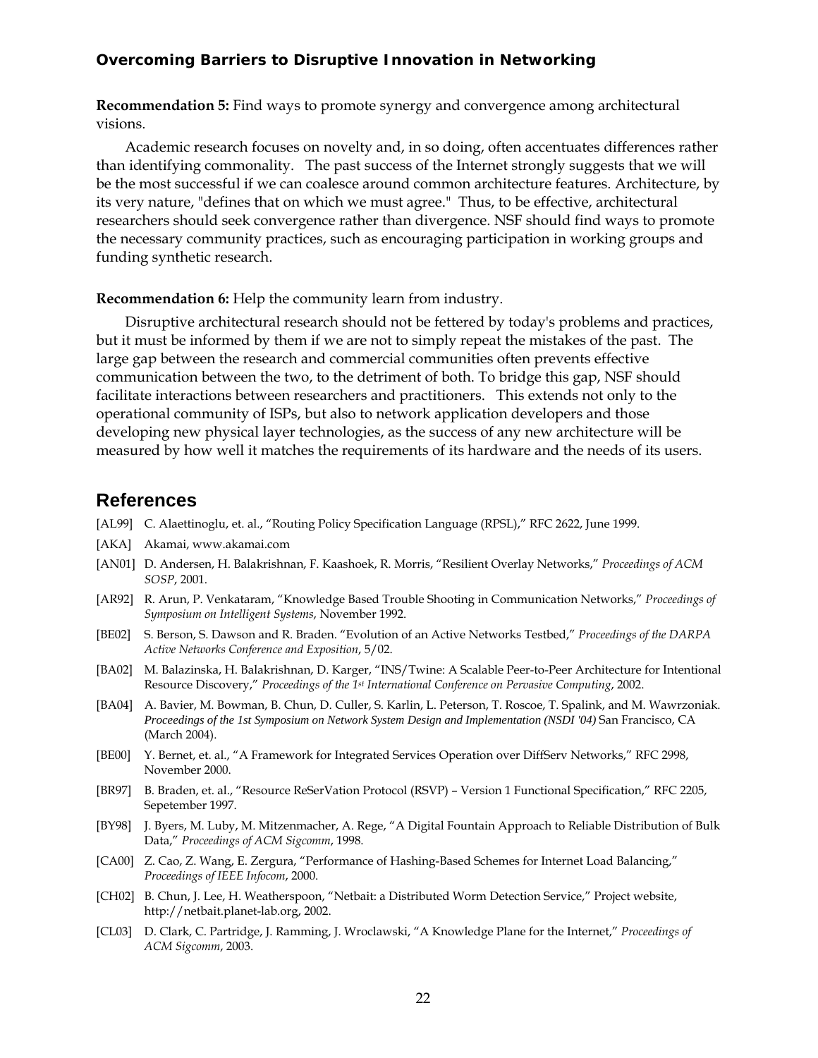**Recommendation 5:** Find ways to promote synergy and convergence among architectural visions.

Academic research focuses on novelty and, in so doing, often accentuates differences rather than identifying commonality. The past success of the Internet strongly suggests that we will be the most successful if we can coalesce around common architecture features. Architecture, by its very nature, "defines that on which we must agree." Thus, to be effective, architectural researchers should seek convergence rather than divergence. NSF should find ways to promote the necessary community practices, such as encouraging participation in working groups and funding synthetic research.

**Recommendation 6:** Help the community learn from industry.

Disruptive architectural research should not be fettered by today's problems and practices, but it must be informed by them if we are not to simply repeat the mistakes of the past. The large gap between the research and commercial communities often prevents effective communication between the two, to the detriment of both. To bridge this gap, NSF should facilitate interactions between researchers and practitioners. This extends not only to the operational community of ISPs, but also to network application developers and those developing new physical layer technologies, as the success of any new architecture will be measured by how well it matches the requirements of its hardware and the needs of its users.

## References

[AL99] C. Alaettinoglu, et. al., "Routing Policy Specification Language (RPSL)," RFC 2622, June 1999.

[AKA] Akamai, www.akamai.com

[AN01] D. Andersen, H. Balakrishnan, F. Kaashoek, R. Morris, "Resilient Overlay Networks," *Proceedings of ACM SOSP*, 2001.

[AR92] R. Arun, P. Venkataram, "Knowledge Based Trouble Shooting in Communication Networks," *Proceedings of Symposium on Intelligent Systems*, November 1992.

[BE02] S. Berson, S. Dawson and R. Braden. "Evolution of an Active Networks Testbed," *Proceedings of the DARPA Active Networks Conference and Exposition*, 5/02.

[BA02] M. Balazinska, H. Balakrishnan, D. Karger, "INS/Twine: A Scalable Peer-to-Peer Architecture for Intentional Resource Discovery," *Proceedings of the 1st International Conference on Pervasive Computing*, 2002.

[BA04] A. Bavier, M. Bowman, B. Chun, D. Culler, S. Karlin, L. Peterson, T. Roscoe, T. Spalink, and M. Wawrzoniak. *Proceedings of the 1st Symposium on Network System Design and Implementation (NSDI '04)* San Francisco, CA (March 2004).

[BE00] Y. Bernet, et. al., "A Framework for Integrated Services Operation over DiffServ Networks," RFC 2998, November 2000.

[BR97] B. Braden, et. al., "Resource ReSerVation Protocol (RSVP) – Version 1 Functional Specification," RFC 2205, Sepetember 1997.

[BY98] J. Byers, M. Luby, M. Mitzenmacher, A. Rege, "A Digital Fountain Approach to Reliable Distribution of Bulk Data," *Proceedings of ACM Sigcomm*, 1998.

[CA00] Z. Cao, Z. Wang, E. Zergura, "Performance of Hashing-Based Schemes for Internet Load Balancing," *Proceedings of IEEE Infocom*, 2000.

[CH02] B. Chun, J. Lee, H. Weatherspoon, "Netbait: a Distributed Worm Detection Service," Project website, http://netbait.planet-lab.org, 2002.

[CL03] D. Clark, C. Partridge, J. Ramming, J. Wroclawski, "A Knowledge Plane for the Internet," *Proceedings of ACM Sigcomm*, 2003.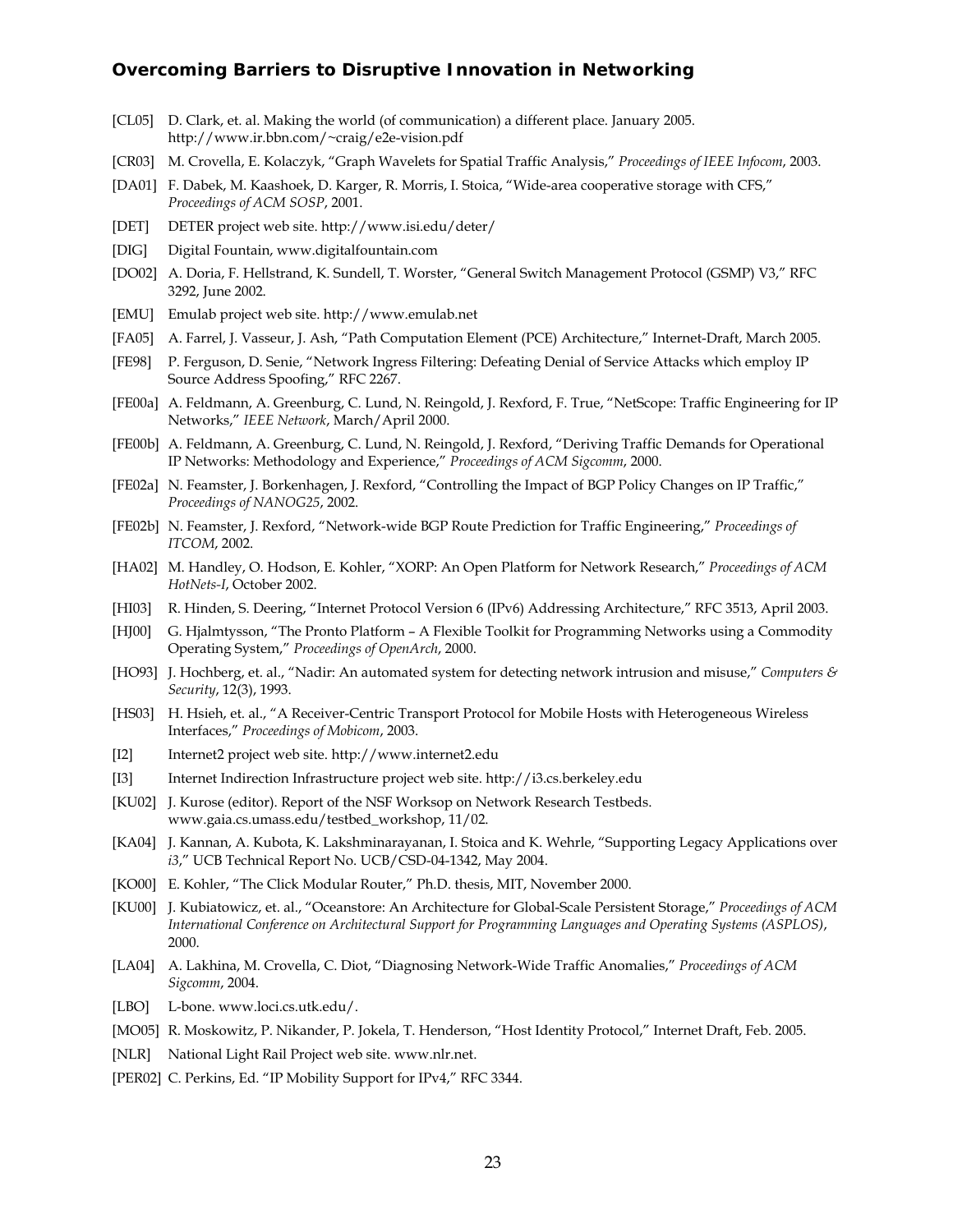[CL05] D. Clark, et. al. Making the world (of communication) a different place. January 2005. http://www.ir.bbn.com/~craig/e2e-vision.pdf

[CR03] M. Crovella, E. Kolaczyk, "Graph Wavelets for Spatial Traffic Analysis," *Proceedings of IEEE Infocom*, 2003.

[DA01] F. Dabek, M. Kaashoek, D. Karger, R. Morris, I. Stoica, "Wide-area cooperative storage with CFS," *Proceedings of ACM SOSP*, 2001.

[DET] DETER project web site. http://www.isi.edu/deter/

[DIG] Digital Fountain, www.digitalfountain.com

[DO02] A. Doria, F. Hellstrand, K. Sundell, T. Worster, "General Switch Management Protocol (GSMP) V3," RFC 3292, June 2002.

[EMU] Emulab project web site. http://www.emulab.net

[FA05] A. Farrel, J. Vasseur, J. Ash, "Path Computation Element (PCE) Architecture," Internet-Draft, March 2005.

[FE98] P. Ferguson, D. Senie, "Network Ingress Filtering: Defeating Denial of Service Attacks which employ IP Source Address Spoofing," RFC 2267.

[FE00a] A. Feldmann, A. Greenburg, C. Lund, N. Reingold, J. Rexford, F. True, "NetScope: Traffic Engineering for IP Networks," *IEEE Network*, March/April 2000.

[FE00b] A. Feldmann, A. Greenburg, C. Lund, N. Reingold, J. Rexford, "Deriving Traffic Demands for Operational IP Networks: Methodology and Experience," *Proceedings of ACM Sigcomm*, 2000.

[FE02a] N. Feamster, J. Borkenhagen, J. Rexford, "Controlling the Impact of BGP Policy Changes on IP Traffic," *Proceedings of NANOG25*, 2002.

[FE02b] N. Feamster, J. Rexford, "Network-wide BGP Route Prediction for Traffic Engineering," *Proceedings of ITCOM*, 2002.

[HA02] M. Handley, O. Hodson, E. Kohler, "XORP: An Open Platform for Network Research," *Proceedings of ACM HotNets-I*, October 2002.

[HI03] R. Hinden, S. Deering, "Internet Protocol Version 6 (IPv6) Addressing Architecture," RFC 3513, April 2003.

[HJ00] G. Hjalmtysson, "The Pronto Platform – A Flexible Toolkit for Programming Networks using a Commodity Operating System," *Proceedings of OpenArch*, 2000.

[HO93] J. Hochberg, et. al., "Nadir: An automated system for detecting network intrusion and misuse," *Computers & Security*, 12(3), 1993.

[HS03] H. Hsieh, et. al., "A Receiver-Centric Transport Protocol for Mobile Hosts with Heterogeneous Wireless Interfaces," *Proceedings of Mobicom*, 2003.

[I2] Internet2 project web site. http://www.internet2.edu

[I3] Internet Indirection Infrastructure project web site. http://i3.cs.berkeley.edu

[KU02] J. Kurose (editor). Report of the NSF Worksop on Network Research Testbeds. www.gaia.cs.umass.edu/testbed_workshop, 11/02.

[KA04] J. Kannan, A. Kubota, K. Lakshminarayanan, I. Stoica and K. Wehrle, "Supporting Legacy Applications over *i3*," UCB Technical Report No. UCB/CSD-04-1342, May 2004.

[KO00] E. Kohler, "The Click Modular Router," Ph.D. thesis, MIT, November 2000.

[KU00] J. Kubiatowicz, et. al., "Oceanstore: An Architecture for Global-Scale Persistent Storage," *Proceedings of ACM International Conference on Architectural Support for Programming Languages and Operating Systems (ASPLOS)*, 2000.

[LA04] A. Lakhina, M. Crovella, C. Diot, "Diagnosing Network-Wide Traffic Anomalies," *Proceedings of ACM Sigcomm*, 2004.

[LBO] L-bone. www.loci.cs.utk.edu/.

[MO05] R. Moskowitz, P. Nikander, P. Jokela, T. Henderson, "Host Identity Protocol," Internet Draft, Feb. 2005.

[NLR] National Light Rail Project web site. www.nlr.net.

[PER02] C. Perkins, Ed. "IP Mobility Support for IPv4," RFC 3344.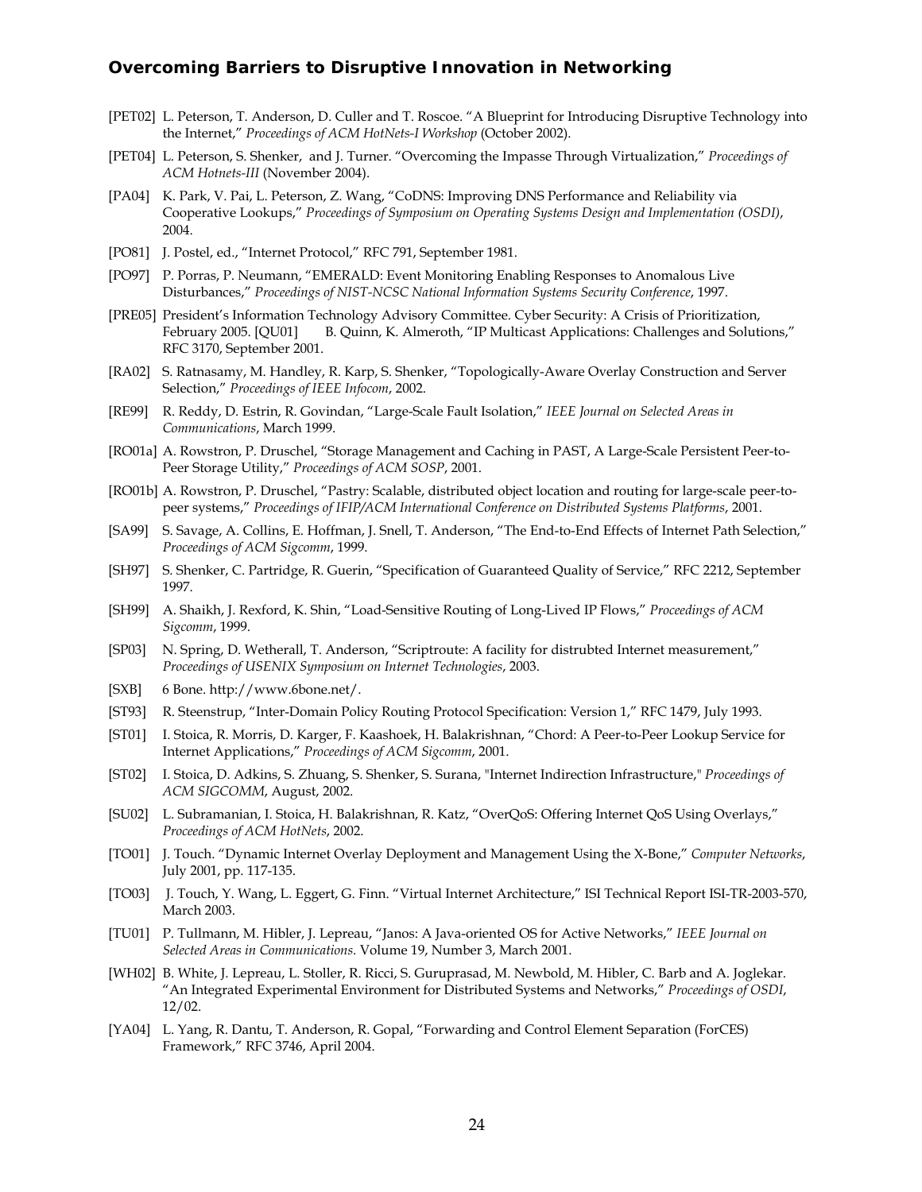[PET02] L. Peterson, T. Anderson, D. Culler and T. Roscoe. "A Blueprint for Introducing Disruptive Technology into the Internet," *Proceedings of ACM HotNets-I Workshop* (October 2002).

[PET04] L. Peterson, S. Shenker, and J. Turner. "Overcoming the Impasse Through Virtualization," *Proceedings of ACM Hotnets-III* (November 2004).

[PA04] K. Park, V. Pai, L. Peterson, Z. Wang, "CoDNS: Improving DNS Performance and Reliability via Cooperative Lookups," *Proceedings of Symposium on Operating Systems Design and Implementation (OSDI)*, 2004.

[PO81] J. Postel, ed., "Internet Protocol," RFC 791, September 1981.

[PO97] P. Porras, P. Neumann, "EMERALD: Event Monitoring Enabling Responses to Anomalous Live Disturbances," *Proceedings of NIST-NCSC National Information Systems Security Conference*, 1997.

[PRE05] President's Information Technology Advisory Committee. Cyber Security: A Crisis of Prioritization, February 2005. [QU01] B. Quinn, K. Almeroth, "IP Multicast Applications: Challenges and Solutions," RFC 3170, September 2001.

[RA02] S. Ratnasamy, M. Handley, R. Karp, S. Shenker, "Topologically-Aware Overlay Construction and Server Selection," *Proceedings of IEEE Infocom*, 2002.

[RE99] R. Reddy, D. Estrin, R. Govindan, "Large-Scale Fault Isolation," *IEEE Journal on Selected Areas in Communications*, March 1999.

[RO01a] A. Rowstron, P. Druschel, "Storage Management and Caching in PAST, A Large-Scale Persistent Peer-to-Peer Storage Utility," *Proceedings of ACM SOSP*, 2001.

[RO01b] A. Rowstron, P. Druschel, "Pastry: Scalable, distributed object location and routing for large-scale peer-to-peer systems," *Proceedings of IFIP/ACM International Conference on Distributed Systems Platforms*, 2001.

[SA99] S. Savage, A. Collins, E. Hoffman, J. Snell, T. Anderson, "The End-to-End Effects of Internet Path Selection," *Proceedings of ACM Sigcomm*, 1999.

[SH97] S. Shenker, C. Partridge, R. Guerin, "Specification of Guaranteed Quality of Service," RFC 2212, September 1997.

[SH99] A. Shaikh, J. Rexford, K. Shin, "Load-Sensitive Routing of Long-Lived IP Flows," *Proceedings of ACM Sigcomm*, 1999.

[SP03] N. Spring, D. Wetherall, T. Anderson, "Scriptroute: A facility for distrubted Internet measurement," *Proceedings of USENIX Symposium on Internet Technologies*, 2003.

[SXB] 6 Bone. http://www.6bone.net/.

[ST93] R. Steenstrup, "Inter-Domain Policy Routing Protocol Specification: Version 1," RFC 1479, July 1993.

[ST01] I. Stoica, R. Morris, D. Karger, F. Kaashoek, H. Balakrishnan, "Chord: A Peer-to-Peer Lookup Service for Internet Applications," *Proceedings of ACM Sigcomm*, 2001.

[ST02] I. Stoica, D. Adkins, S. Zhuang, S. Shenker, S. Surana, "Internet Indirection Infrastructure," *Proceedings of ACM SIGCOMM*, August, 2002.

[SU02] L. Subramanian, I. Stoica, H. Balakrishnan, R. Katz, "OverQoS: Offering Internet QoS Using Overlays," *Proceedings of ACM HotNets*, 2002.

[TO01] J. Touch. "Dynamic Internet Overlay Deployment and Management Using the X-Bone," *Computer Networks*, July 2001, pp. 117-135.

[TO03] J. Touch, Y. Wang, L. Eggert, G. Finn. "Virtual Internet Architecture," ISI Technical Report ISI-TR-2003-570, March 2003.

[TU01] P. Tullmann, M. Hibler, J. Lepreau, "Janos: A Java-oriented OS for Active Networks," *IEEE Journal on Selected Areas in Communications*. Volume 19, Number 3, March 2001.

[WH02] B. White, J. Lepreau, L. Stoller, R. Ricci, S. Guruprasad, M. Newbold, M. Hibler, C. Barb and A. Joglekar. "An Integrated Experimental Environment for Distributed Systems and Networks," *Proceedings of OSDI*, 12/02.

[YA04] L. Yang, R. Dantu, T. Anderson, R. Gopal, "Forwarding and Control Element Separation (ForCES) Framework," RFC 3746, April 2004.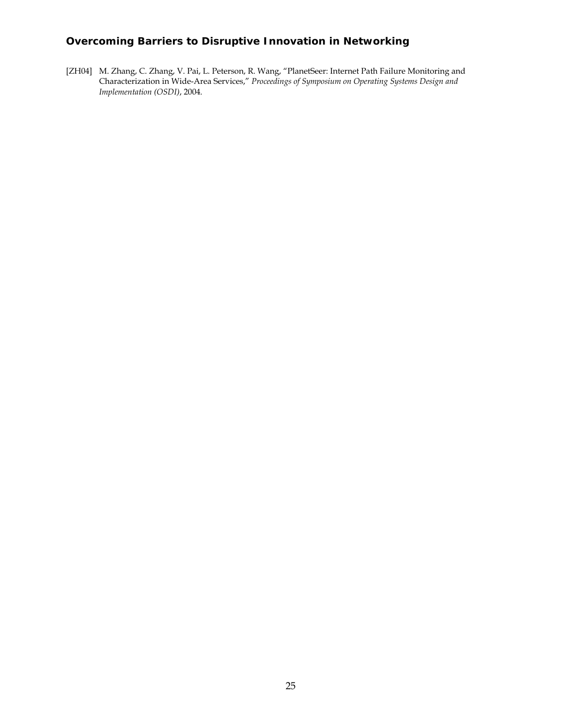[ZH04] M. Zhang, C. Zhang, V. Pai, L. Peterson, R. Wang, "PlanetSeer: Internet Path Failure Monitoring and Characterization in Wide-Area Services," *Proceedings of Symposium on Operating Systems Design and Implementation (OSDI)*, 2004.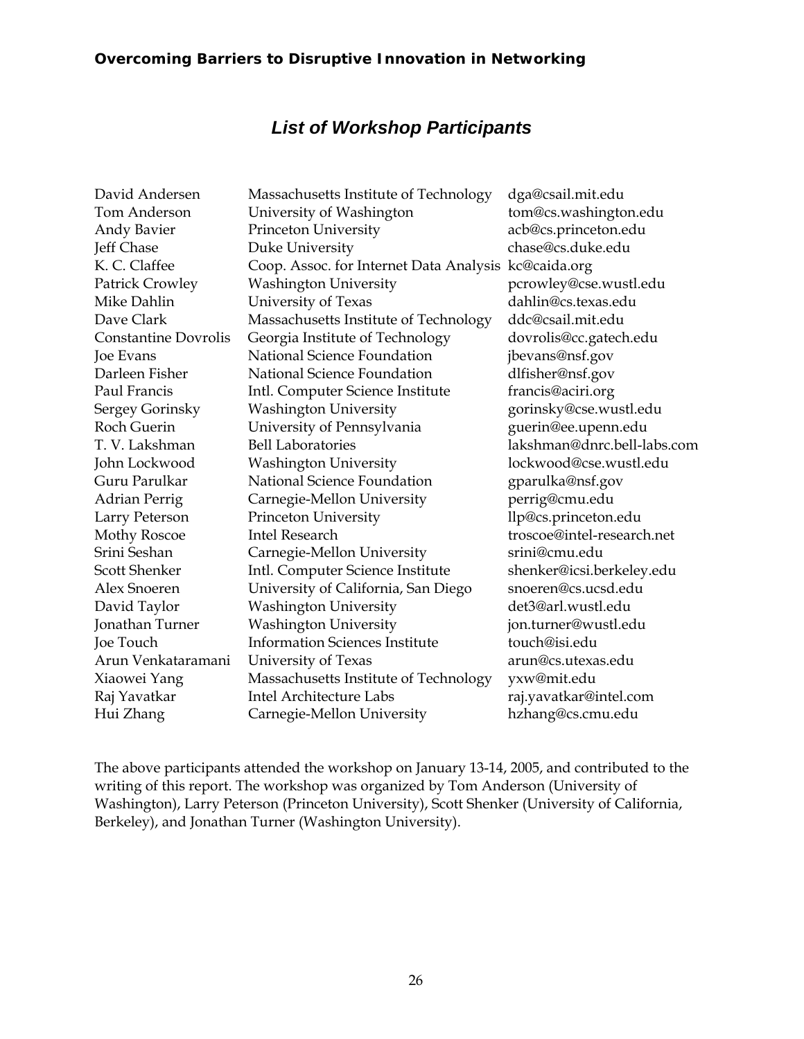## *List of Workshop Participants*

| | | |
|---|---|---|
| David Andersen | Massachusetts Institute of Technology | dga@csail.mit.edu |
| Tom Anderson | University of Washington | tom@cs.washington.edu |
| Andy Bavier | Princeton University | acb@cs.princeton.edu |
| Jeff Chase | Duke University | chase@cs.duke.edu |
| K. C. Claffee | Coop. Assoc. for Internet Data Analysis | kc@caida.org |
| Patrick Crowley | Washington University | pcrowley@cse.wustl.edu |
| Mike Dahlin | University of Texas | dahlin@cs.texas.edu |
| Dave Clark | Massachusetts Institute of Technology | ddc@csail.mit.edu |
| Constantine Dovrolis | Georgia Institute of Technology | dovrolis@cc.gatech.edu |
| Joe Evans | National Science Foundation | jbevans@nsf.gov |
| Darleen Fisher | National Science Foundation | dlfisher@nsf.gov |
| Paul Francis | Intl. Computer Science Institute | francis@aciri.org |
| Sergey Gorinsky | Washington University | gorinsky@cse.wustl.edu |
| Roch Guerin | University of Pennsylvania | guerin@ee.upenn.edu |
| T. V. Lakshman | Bell Laboratories | lakshman@dnrc.bell-labs.com |
| John Lockwood | Washington University | lockwood@cse.wustl.edu |
| Guru Parulkar | National Science Foundation | gparulka@nsf.gov |
| Adrian Perrig | Carnegie-Mellon University | perrig@cmu.edu |
| Larry Peterson | Princeton University | llp@cs.princeton.edu |
| Mothy Roscoe | Intel Research | troscoe@intel-research.net |
| Srini Seshan | Carnegie-Mellon University | srini@cmu.edu |
| Scott Shenker | Intl. Computer Science Institute | shenker@icsi.berkeley.edu |
| Alex Snoeren | University of California, San Diego | snoeren@cs.ucsd.edu |
| David Taylor | Washington University | det3@arl.wustl.edu |
| Jonathan Turner | Washington University | jon.turner@wustl.edu |
| Joe Touch | Information Sciences Institute | touch@isi.edu |
| Arun Venkataramani | University of Texas | arun@cs.utexas.edu |
| Xiaowei Yang | Massachusetts Institute of Technology | yxw@mit.edu |
| Raj Yavatkar | Intel Architecture Labs | raj.yavatkar@intel.com |
| Hui Zhang | Carnegie-Mellon University | hzhang@cs.cmu.edu |

The above participants attended the workshop on January 13-14, 2005, and contributed to the writing of this report. The workshop was organized by Tom Anderson (University of Washington), Larry Peterson (Princeton University), Scott Shenker (University of California, Berkeley), and Jonathan Turner (Washington University).